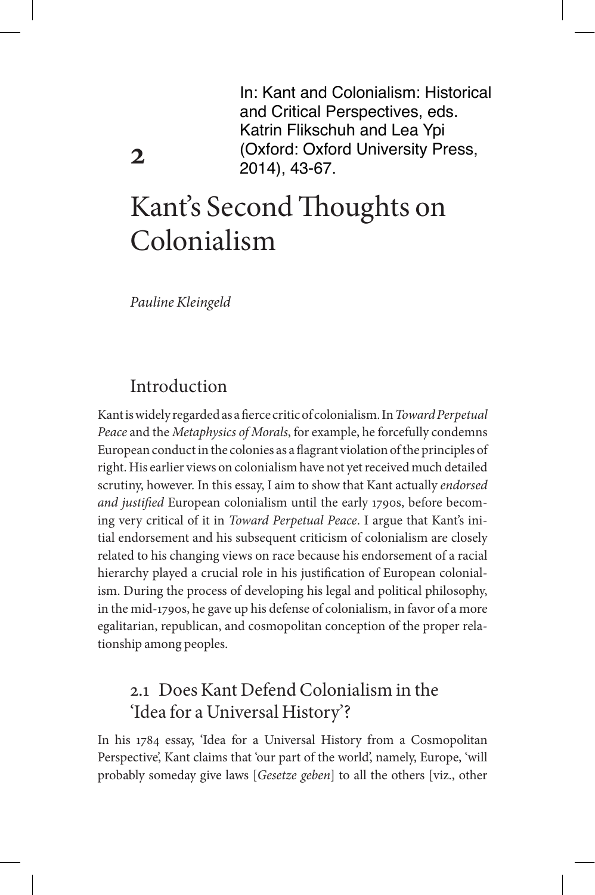In: Kant and Colonialism: Historical and Critical Perspectives, eds. Katrin Flikschuh and Lea Ypi (Oxford: Oxford University Press, 2014), 43-67.

2

# Kant's Second Thoughts on Colonialism

*Pauline Kleingeld*

## Introduction

Kant is widely regarded as a fierce critic of colonialism. In *Toward Perpetual Peace* and the *Metaphysics of Morals*, for example, he forcefully condemns European conduct in the colonies as a flagrant violation of the principles of right. His earlier views on colonialism have not yet received much detailed scrutiny, however. In this essay, I aim to show that Kant actually *endorsed and justified* European colonialism until the early 1790s, before becoming very critical of it in *Toward Perpetual Peace*. I argue that Kant's initial endorsement and his subsequent criticism of colonialism are closely related to his changing views on race because his endorsement of a racial hierarchy played a crucial role in his justification of European colonialism. During the process of developing his legal and political philosophy, in the mid-1790s, he gave up his defense of colonialism, in favor of a more egalitarian, republican, and cosmopolitan conception of the proper relationship among peoples.

## 2.1 Does Kant Defend Colonialism in the 'Idea for a Universal History'?

In his 1784 essay, 'Idea for a Universal History from a Cosmopolitan Perspective', Kant claims that 'our part of the world', namely, Europe, 'will probably someday give laws [*Gesetze geben*] to all the others [viz., other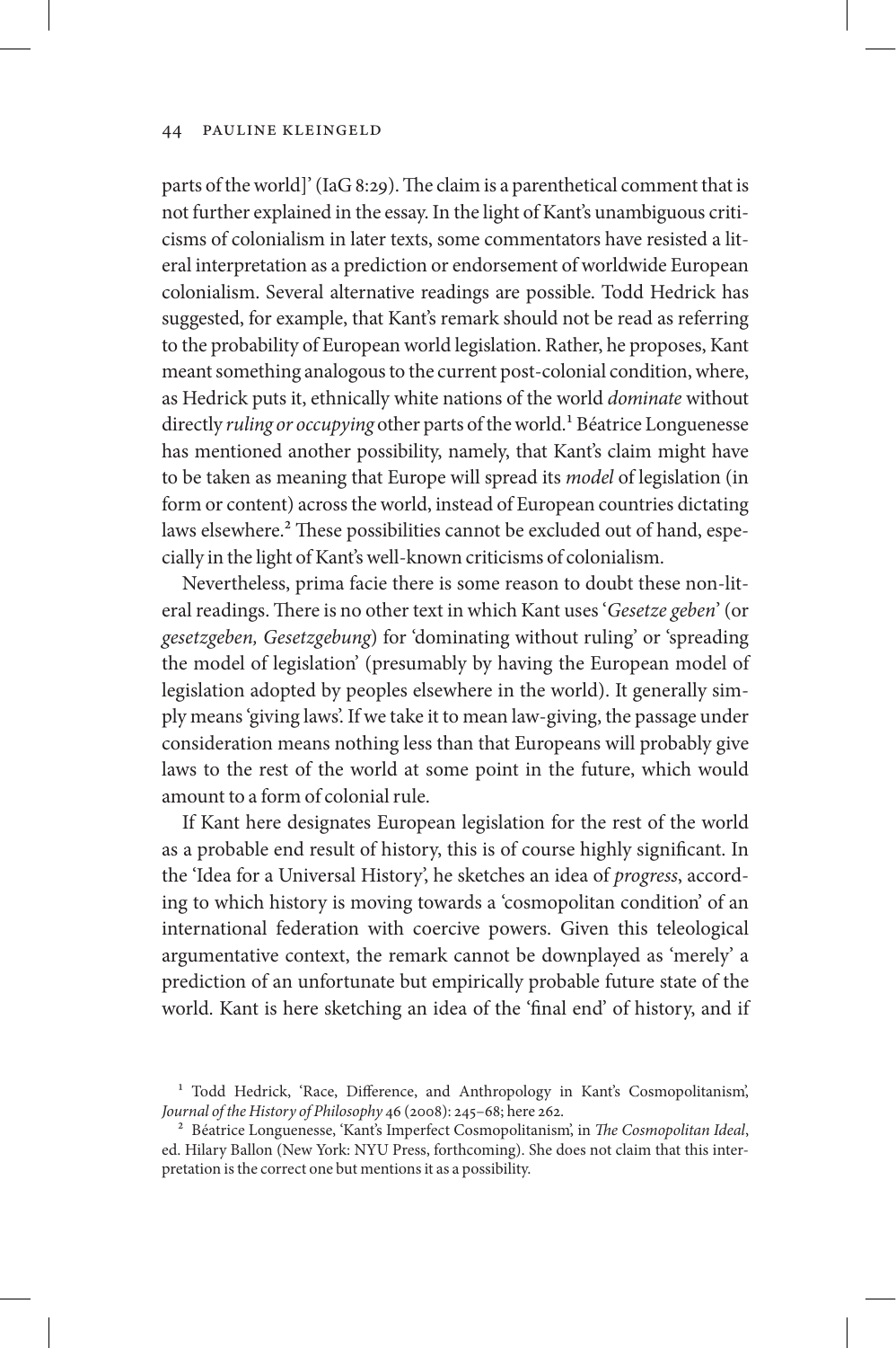parts of the world]' (IaG 8:29). The claim is a parenthetical comment that is not further explained in the essay. In the light of Kant's unambiguous criticisms of colonialism in later texts, some commentators have resisted a literal interpretation as a prediction or endorsement of worldwide European colonialism. Several alternative readings are possible. Todd Hedrick has suggested, for example, that Kant's remark should not be read as referring to the probability of European world legislation. Rather, he proposes, Kant meant something analogous to the current post-colonial condition, where, as Hedrick puts it, ethnically white nations of the world *dominate* without directly *ruling or occupying* other parts of the world.[1] Béatrice Longuenesse has mentioned another possibility, namely, that Kant's claim might have to be taken as meaning that Europe will spread its *model* of legislation (in form or content) across the world, instead of European countries dictating laws elsewhere.[2] These possibilities cannot be excluded out of hand, especially in the light of Kant's well-known criticisms of colonialism.

Nevertheless, prima facie there is some reason to doubt these non-literal readings. There is no other text in which Kant uses '*Gesetze geben*' (or *gesetzgeben, Gesetzgebung*) for 'dominating without ruling' or 'spreading the model of legislation' (presumably by having the European model of legislation adopted by peoples elsewhere in the world). It generally simply means 'giving laws'. If we take it to mean law-giving, the passage under consideration means nothing less than that Europeans will probably give laws to the rest of the world at some point in the future, which would amount to a form of colonial rule.

If Kant here designates European legislation for the rest of the world as a probable end result of history, this is of course highly significant. In the 'Idea for a Universal History', he sketches an idea of *progress*, according to which history is moving towards a 'cosmopolitan condition' of an international federation with coercive powers. Given this teleological argumentative context, the remark cannot be downplayed as 'merely' a prediction of an unfortunate but empirically probable future state of the world. Kant is here sketching an idea of the 'final end' of history, and if

[1] Todd Hedrick, 'Race, Difference, and Anthropology in Kant's Cosmopolitanism', *Journal of the History of Philosophy* 46 (2008): 245–68; here 262.

[2] Béatrice Longuenesse, 'Kant's Imperfect Cosmopolitanism', in *The Cosmopolitan Ideal*, ed. Hilary Ballon (New York: NYU Press, forthcoming). She does not claim that this interpretation is the correct one but mentions it as a possibility.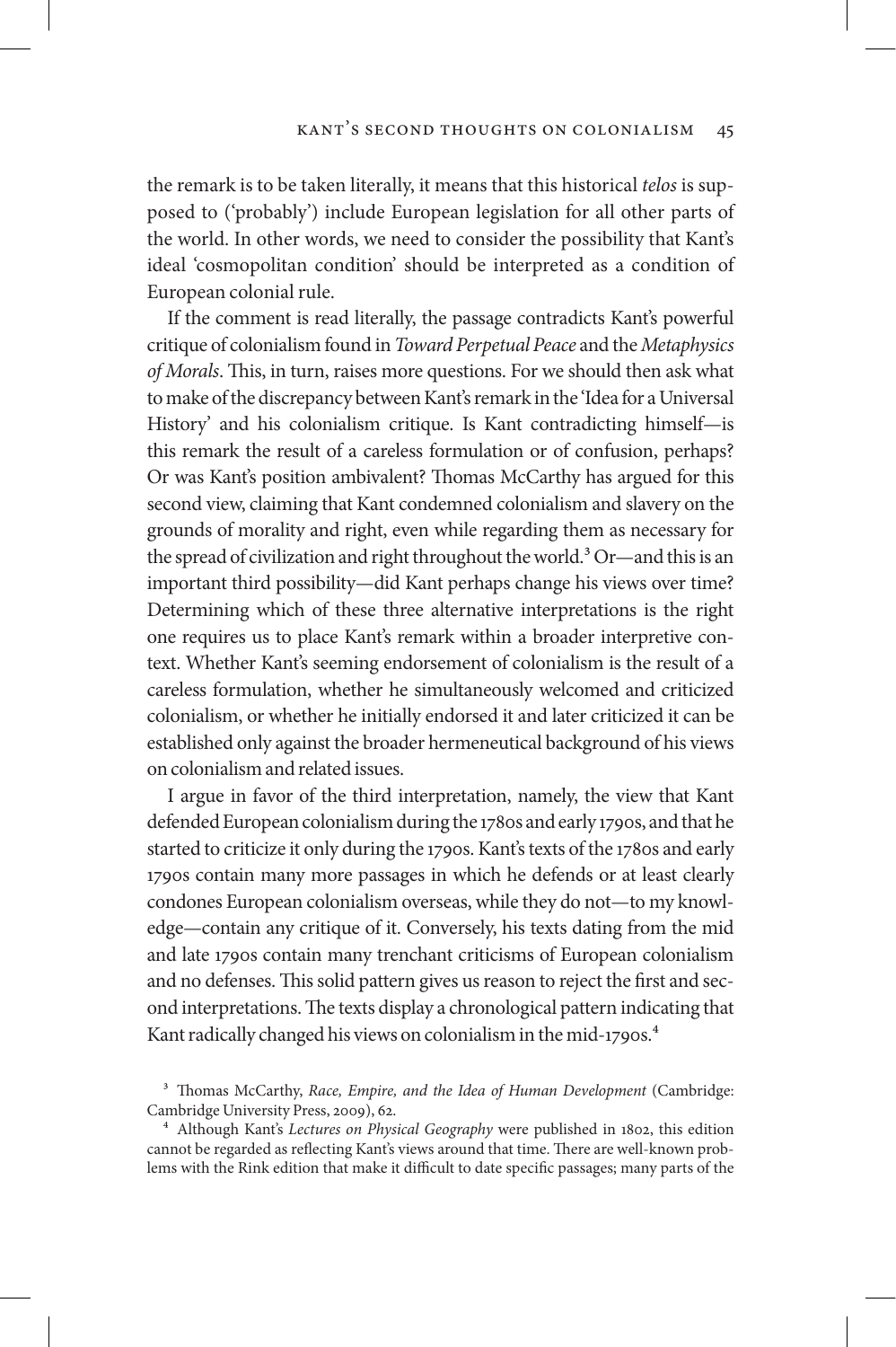the remark is to be taken literally, it means that this historical *telos* is supposed to ('probably') include European legislation for all other parts of the world. In other words, we need to consider the possibility that Kant's ideal 'cosmopolitan condition' should be interpreted as a condition of European colonial rule.

If the comment is read literally, the passage contradicts Kant's powerful critique of colonialism found in *Toward Perpetual Peace* and the *Metaphysics of Morals*. This, in turn, raises more questions. For we should then ask what to make of the discrepancy between Kant's remark in the 'Idea for a Universal History' and his colonialism critique. Is Kant contradicting himself—is this remark the result of a careless formulation or of confusion, perhaps? Or was Kant's position ambivalent? Thomas McCarthy has argued for this second view, claiming that Kant condemned colonialism and slavery on the grounds of morality and right, even while regarding them as necessary for the spread of civilization and right throughout the world.[3] Or—and this is an important third possibility—did Kant perhaps change his views over time? Determining which of these three alternative interpretations is the right one requires us to place Kant's remark within a broader interpretive context. Whether Kant's seeming endorsement of colonialism is the result of a careless formulation, whether he simultaneously welcomed and criticized colonialism, or whether he initially endorsed it and later criticized it can be established only against the broader hermeneutical background of his views on colonialism and related issues.

I argue in favor of the third interpretation, namely, the view that Kant defended European colonialism during the 1780s and early 1790s, and that he started to criticize it only during the 1790s. Kant's texts of the 1780s and early 1790s contain many more passages in which he defends or at least clearly condones European colonialism overseas, while they do not—to my knowledge—contain any critique of it. Conversely, his texts dating from the mid and late 1790s contain many trenchant criticisms of European colonialism and no defenses. This solid pattern gives us reason to reject the first and second interpretations. The texts display a chronological pattern indicating that Kant radically changed his views on colonialism in the mid-1790s.[4]

[3] Thomas McCarthy, *Race, Empire, and the Idea of Human Development* (Cambridge: Cambridge University Press, 2009), 62.

[4] Although Kant's *Lectures on Physical Geography* were published in 1802, this edition cannot be regarded as reflecting Kant's views around that time. There are well-known problems with the Rink edition that make it difficult to date specific passages; many parts of the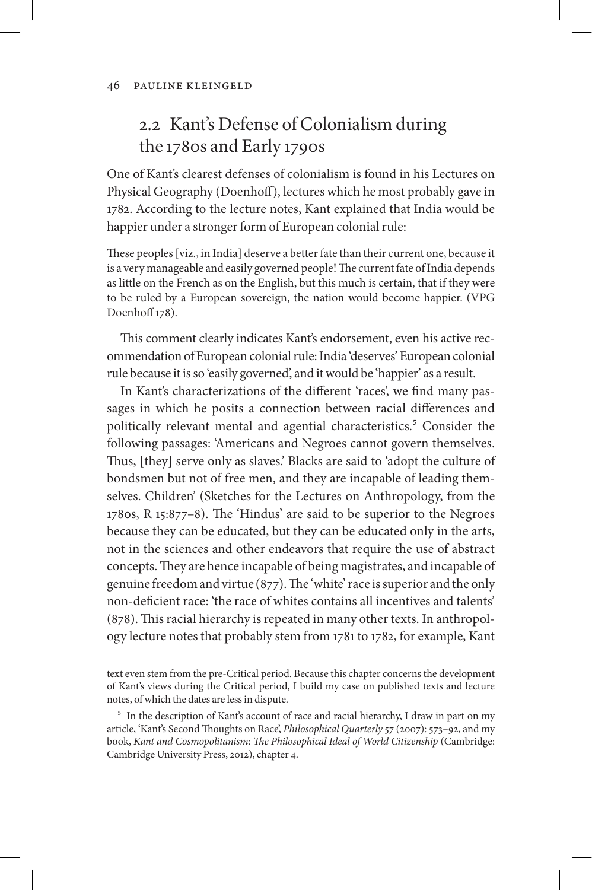## 2.2 Kant's Defense of Colonialism during the 1780s and Early 1790s

One of Kant's clearest defenses of colonialism is found in his Lectures on Physical Geography (Doenhoff), lectures which he most probably gave in 1782. According to the lecture notes, Kant explained that India would be happier under a stronger form of European colonial rule:

> These peoples [viz., in India] deserve a better fate than their current one, because it is a very manageable and easily governed people! The current fate of India depends as little on the French as on the English, but this much is certain, that if they were to be ruled by a European sovereign, the nation would become happier. (VPG Doenhoff 178).

This comment clearly indicates Kant's endorsement, even his active recommendation of European colonial rule: India 'deserves' European colonial rule because it is so 'easily governed', and it would be 'happier' as a result.

In Kant's characterizations of the different 'races', we find many passages in which he posits a connection between racial differences and politically relevant mental and agential characteristics.[5] Consider the following passages: 'Americans and Negroes cannot govern themselves. Thus, [they] serve only as slaves.' Blacks are said to 'adopt the culture of bondsmen but not of free men, and they are incapable of leading themselves. Children' (Sketches for the Lectures on Anthropology, from the 1780s, R 15:877–8). The 'Hindus' are said to be superior to the Negroes because they can be educated, but they can be educated only in the arts, not in the sciences and other endeavors that require the use of abstract concepts. They are hence incapable of being magistrates, and incapable of genuine freedom and virtue (877). The 'white' race is superior and the only non-deficient race: 'the race of whites contains all incentives and talents' (878). This racial hierarchy is repeated in many other texts. In anthropology lecture notes that probably stem from 1781 to 1782, for example, Kant

text even stem from the pre-Critical period. Because this chapter concerns the development of Kant's views during the Critical period, I build my case on published texts and lecture notes, of which the dates are less in dispute.

[5] In the description of Kant's account of race and racial hierarchy, I draw in part on my article, 'Kant's Second Thoughts on Race', *Philosophical Quarterly* 57 (2007): 573–92, and my book, *Kant and Cosmopolitanism: The Philosophical Ideal of World Citizenship* (Cambridge: Cambridge University Press, 2012), chapter 4.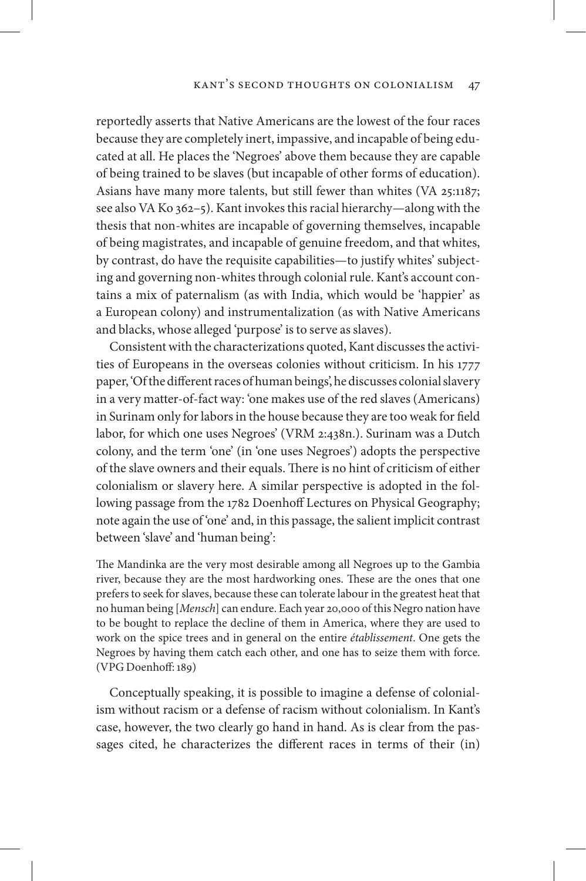reportedly asserts that Native Americans are the lowest of the four races because they are completely inert, impassive, and incapable of being educated at all. He places the 'Negroes' above them because they are capable of being trained to be slaves (but incapable of other forms of education). Asians have many more talents, but still fewer than whites (VA 25:1187; see also VA Ko 362–5). Kant invokes this racial hierarchy—along with the thesis that non-whites are incapable of governing themselves, incapable of being magistrates, and incapable of genuine freedom, and that whites, by contrast, do have the requisite capabilities—to justify whites' subjecting and governing non-whites through colonial rule. Kant's account contains a mix of paternalism (as with India, which would be 'happier' as a European colony) and instrumentalization (as with Native Americans and blacks, whose alleged 'purpose' is to serve as slaves).

Consistent with the characterizations quoted, Kant discusses the activities of Europeans in the overseas colonies without criticism. In his 1777 paper, 'Of the different races of human beings', he discusses colonial slavery in a very matter-of-fact way: 'one makes use of the red slaves (Americans) in Surinam only for labors in the house because they are too weak for field labor, for which one uses Negroes' (VRM 2:438n.). Surinam was a Dutch colony, and the term 'one' (in 'one uses Negroes') adopts the perspective of the slave owners and their equals. There is no hint of criticism of either colonialism or slavery here. A similar perspective is adopted in the following passage from the 1782 Doenhoff Lectures on Physical Geography; note again the use of 'one' and, in this passage, the salient implicit contrast between 'slave' and 'human being':

> The Mandinka are the very most desirable among all Negroes up to the Gambia river, because they are the most hardworking ones. These are the ones that one prefers to seek for slaves, because these can tolerate labour in the greatest heat that no human being [*Mensch*] can endure. Each year 20,000 of this Negro nation have to be bought to replace the decline of them in America, where they are used to work on the spice trees and in general on the entire *établissement*. One gets the Negroes by having them catch each other, and one has to seize them with force. (VPG Doenhoff: 189)

Conceptually speaking, it is possible to imagine a defense of colonialism without racism or a defense of racism without colonialism. In Kant's case, however, the two clearly go hand in hand. As is clear from the passages cited, he characterizes the different races in terms of their (in)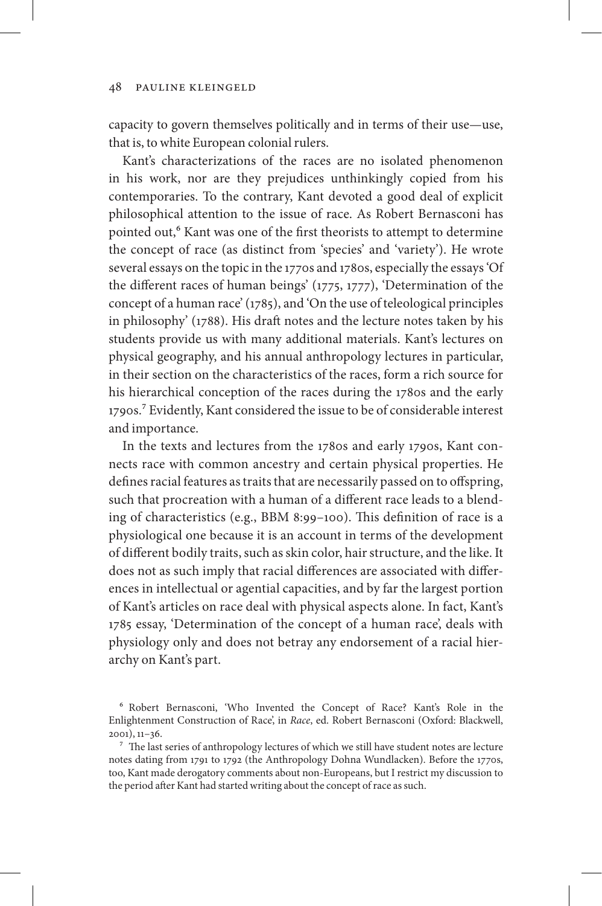capacity to govern themselves politically and in terms of their use—use, that is, to white European colonial rulers.

Kant's characterizations of the races are no isolated phenomenon in his work, nor are they prejudices unthinkingly copied from his contemporaries. To the contrary, Kant devoted a good deal of explicit philosophical attention to the issue of race. As Robert Bernasconi has pointed out,[6] Kant was one of the first theorists to attempt to determine the concept of race (as distinct from 'species' and 'variety'). He wrote several essays on the topic in the 1770s and 1780s, especially the essays 'Of the different races of human beings' (1775, 1777), 'Determination of the concept of a human race' (1785), and 'On the use of teleological principles in philosophy' (1788). His draft notes and the lecture notes taken by his students provide us with many additional materials. Kant's lectures on physical geography, and his annual anthropology lectures in particular, in their section on the characteristics of the races, form a rich source for his hierarchical conception of the races during the 1780s and the early 1790s.[7] Evidently, Kant considered the issue to be of considerable interest and importance.

In the texts and lectures from the 1780s and early 1790s, Kant connects race with common ancestry and certain physical properties. He defines racial features as traits that are necessarily passed on to offspring, such that procreation with a human of a different race leads to a blending of characteristics (e.g., BBM 8:99–100). This definition of race is a physiological one because it is an account in terms of the development of different bodily traits, such as skin color, hair structure, and the like. It does not as such imply that racial differences are associated with differences in intellectual or agential capacities, and by far the largest portion of Kant's articles on race deal with physical aspects alone. In fact, Kant's 1785 essay, 'Determination of the concept of a human race', deals with physiology only and does not betray any endorsement of a racial hierarchy on Kant's part.

[6] Robert Bernasconi, 'Who Invented the Concept of Race? Kant's Role in the Enlightenment Construction of Race', in *Race*, ed. Robert Bernasconi (Oxford: Blackwell, 2001), 11–36.

[7] The last series of anthropology lectures of which we still have student notes are lecture notes dating from 1791 to 1792 (the Anthropology Dohna Wundlacken). Before the 1770s, too, Kant made derogatory comments about non-Europeans, but I restrict my discussion to the period after Kant had started writing about the concept of race as such.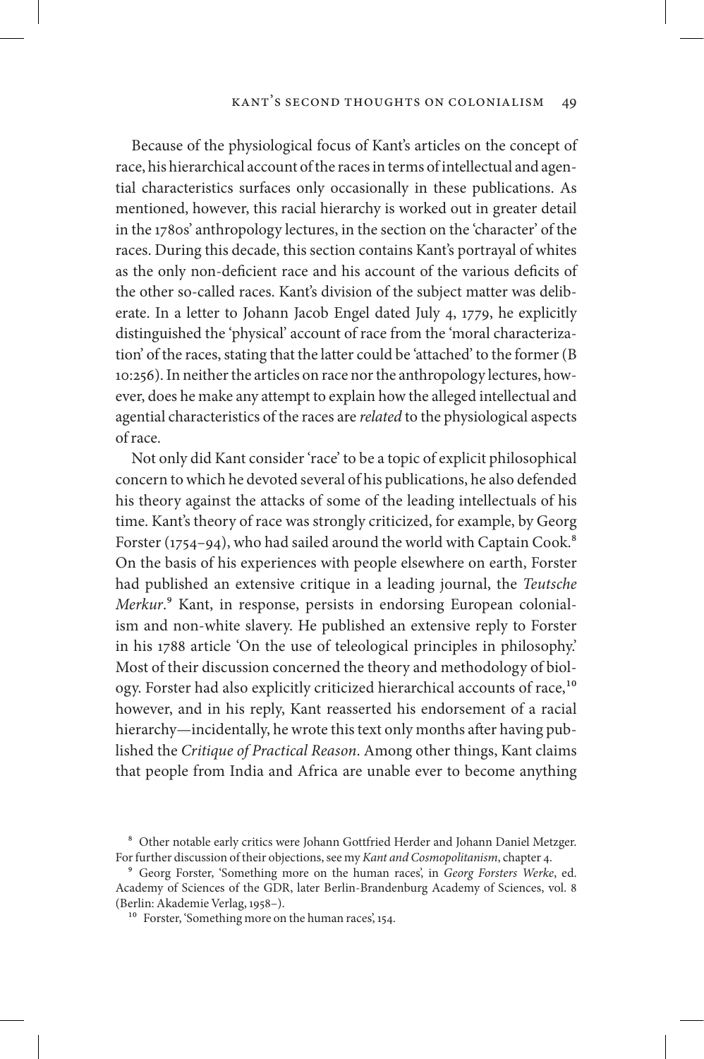Because of the physiological focus of Kant's articles on the concept of race, his hierarchical account of the races in terms of intellectual and agential characteristics surfaces only occasionally in these publications. As mentioned, however, this racial hierarchy is worked out in greater detail in the 1780s' anthropology lectures, in the section on the 'character' of the races. During this decade, this section contains Kant's portrayal of whites as the only non-deficient race and his account of the various deficits of the other so-called races. Kant's division of the subject matter was deliberate. In a letter to Johann Jacob Engel dated July 4, 1779, he explicitly distinguished the 'physical' account of race from the 'moral characterization' of the races, stating that the latter could be 'attached' to the former (B 10:256). In neither the articles on race nor the anthropology lectures, however, does he make any attempt to explain how the alleged intellectual and agential characteristics of the races are *related* to the physiological aspects of race.

Not only did Kant consider 'race' to be a topic of explicit philosophical concern to which he devoted several of his publications, he also defended his theory against the attacks of some of the leading intellectuals of his time. Kant's theory of race was strongly criticized, for example, by Georg Forster (1754–94), who had sailed around the world with Captain Cook.[8] On the basis of his experiences with people elsewhere on earth, Forster had published an extensive critique in a leading journal, the *Teutsche Merkur*.[9] Kant, in response, persists in endorsing European colonialism and non-white slavery. He published an extensive reply to Forster in his 1788 article 'On the use of teleological principles in philosophy.' Most of their discussion concerned the theory and methodology of biology. Forster had also explicitly criticized hierarchical accounts of race,[10] however, and in his reply, Kant reasserted his endorsement of a racial hierarchy—incidentally, he wrote this text only months after having published the *Critique of Practical Reason*. Among other things, Kant claims that people from India and Africa are unable ever to become anything

[8] Other notable early critics were Johann Gottfried Herder and Johann Daniel Metzger. For further discussion of their objections, see my *Kant and Cosmopolitanism*, chapter 4.

[9] Georg Forster, 'Something more on the human races', in *Georg Forsters Werke*, ed. Academy of Sciences of the GDR, later Berlin-Brandenburg Academy of Sciences, vol. 8 (Berlin: Akademie Verlag, 1958–).

[10] Forster, 'Something more on the human races', 154.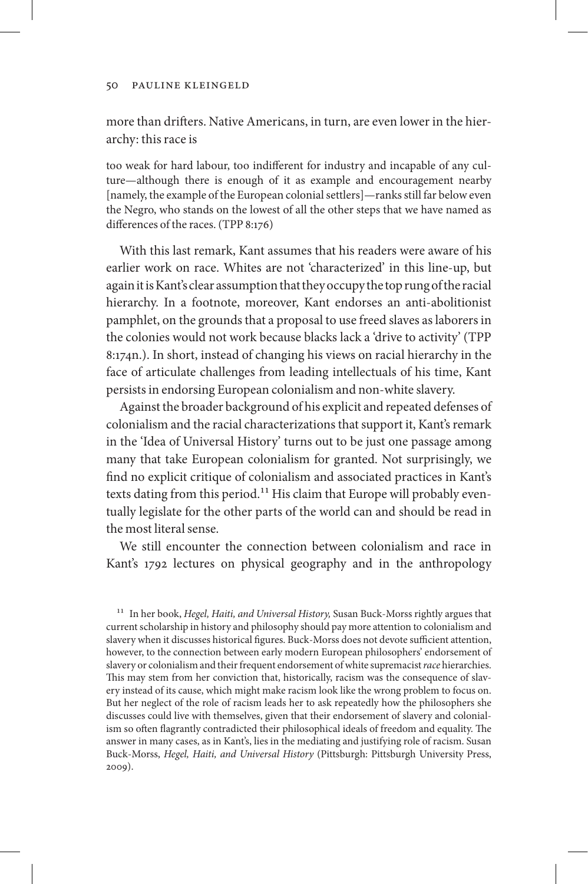more than drifters. Native Americans, in turn, are even lower in the hierarchy: this race is

> too weak for hard labour, too indifferent for industry and incapable of any culture—although there is enough of it as example and encouragement nearby [namely, the example of the European colonial settlers]—ranks still far below even the Negro, who stands on the lowest of all the other steps that we have named as differences of the races. (TPP 8:176)

With this last remark, Kant assumes that his readers were aware of his earlier work on race. Whites are not 'characterized' in this line-up, but again it is Kant's clear assumption that they occupy the top rung of the racial hierarchy. In a footnote, moreover, Kant endorses an anti-abolitionist pamphlet, on the grounds that a proposal to use freed slaves as laborers in the colonies would not work because blacks lack a 'drive to activity' (TPP 8:174n.). In short, instead of changing his views on racial hierarchy in the face of articulate challenges from leading intellectuals of his time, Kant persists in endorsing European colonialism and non-white slavery.

Against the broader background of his explicit and repeated defenses of colonialism and the racial characterizations that support it, Kant's remark in the 'Idea of Universal History' turns out to be just one passage among many that take European colonialism for granted. Not surprisingly, we find no explicit critique of colonialism and associated practices in Kant's texts dating from this period.[11] His claim that Europe will probably eventually legislate for the other parts of the world can and should be read in the most literal sense.

We still encounter the connection between colonialism and race in Kant's 1792 lectures on physical geography and in the anthropology

[11] In her book, *Hegel, Haiti, and Universal History,* Susan Buck-Morss rightly argues that current scholarship in history and philosophy should pay more attention to colonialism and slavery when it discusses historical figures. Buck-Morss does not devote sufficient attention, however, to the connection between early modern European philosophers' endorsement of slavery or colonialism and their frequent endorsement of white supremacist *race* hierarchies. This may stem from her conviction that, historically, racism was the consequence of slavery instead of its cause, which might make racism look like the wrong problem to focus on. But her neglect of the role of racism leads her to ask repeatedly how the philosophers she discusses could live with themselves, given that their endorsement of slavery and colonialism so often flagrantly contradicted their philosophical ideals of freedom and equality. The answer in many cases, as in Kant's, lies in the mediating and justifying role of racism. Susan Buck-Morss, *Hegel, Haiti, and Universal History* (Pittsburgh: Pittsburgh University Press, 2009).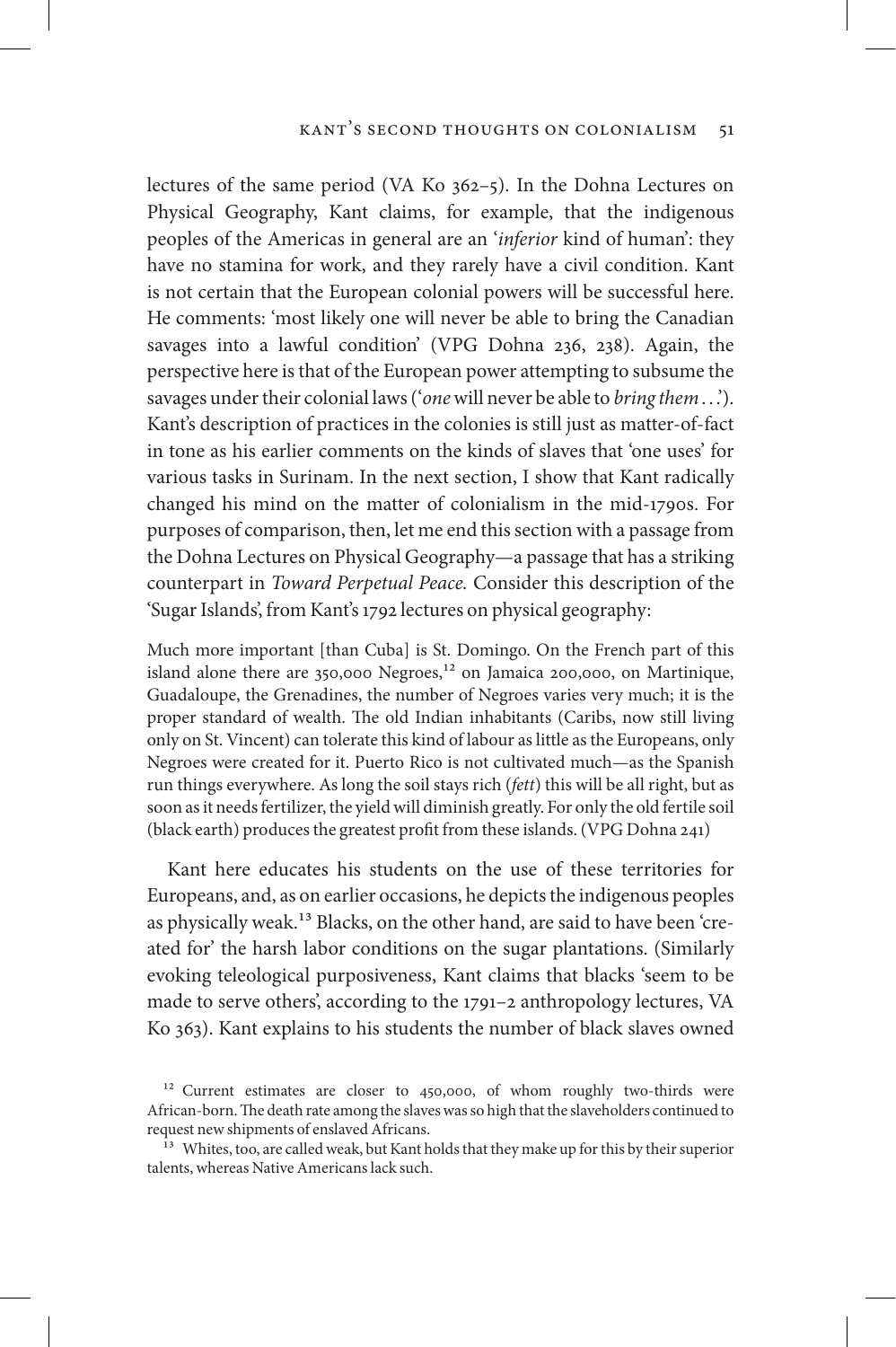lectures of the same period (VA Ko 362–5). In the Dohna Lectures on Physical Geography, Kant claims, for example, that the indigenous peoples of the Americas in general are an '*inferior* kind of human': they have no stamina for work, and they rarely have a civil condition. Kant is not certain that the European colonial powers will be successful here. He comments: 'most likely one will never be able to bring the Canadian savages into a lawful condition' (VPG Dohna 236, 238). Again, the perspective here is that of the European power attempting to subsume the savages under their colonial laws ('*one* will never be able to *bring them* . . .'). Kant's description of practices in the colonies is still just as matter-of-fact in tone as his earlier comments on the kinds of slaves that 'one uses' for various tasks in Surinam. In the next section, I show that Kant radically changed his mind on the matter of colonialism in the mid-1790s. For purposes of comparison, then, let me end this section with a passage from the Dohna Lectures on Physical Geography—a passage that has a striking counterpart in *Toward Perpetual Peace*. Consider this description of the 'Sugar Islands', from Kant's 1792 lectures on physical geography:

> Much more important [than Cuba] is St. Domingo. On the French part of this island alone there are 350,000 Negroes,[12] on Jamaica 200,000, on Martinique, Guadaloupe, the Grenadines, the number of Negroes varies very much; it is the proper standard of wealth. The old Indian inhabitants (Caribs, now still living only on St. Vincent) can tolerate this kind of labour as little as the Europeans, only Negroes were created for it. Puerto Rico is not cultivated much—as the Spanish run things everywhere. As long the soil stays rich (*fett*) this will be all right, but as soon as it needs fertilizer, the yield will diminish greatly. For only the old fertile soil (black earth) produces the greatest profit from these islands. (VPG Dohna 241)

Kant here educates his students on the use of these territories for Europeans, and, as on earlier occasions, he depicts the indigenous peoples as physically weak.[13] Blacks, on the other hand, are said to have been 'created for' the harsh labor conditions on the sugar plantations. (Similarly evoking teleological purposiveness, Kant claims that blacks 'seem to be made to serve others', according to the 1791–2 anthropology lectures, VA Ko 363). Kant explains to his students the number of black slaves owned

[12] Current estimates are closer to 450,000, of whom roughly two-thirds were African-born. The death rate among the slaves was so high that the slaveholders continued to request new shipments of enslaved Africans.

[13] Whites, too, are called weak, but Kant holds that they make up for this by their superior talents, whereas Native Americans lack such.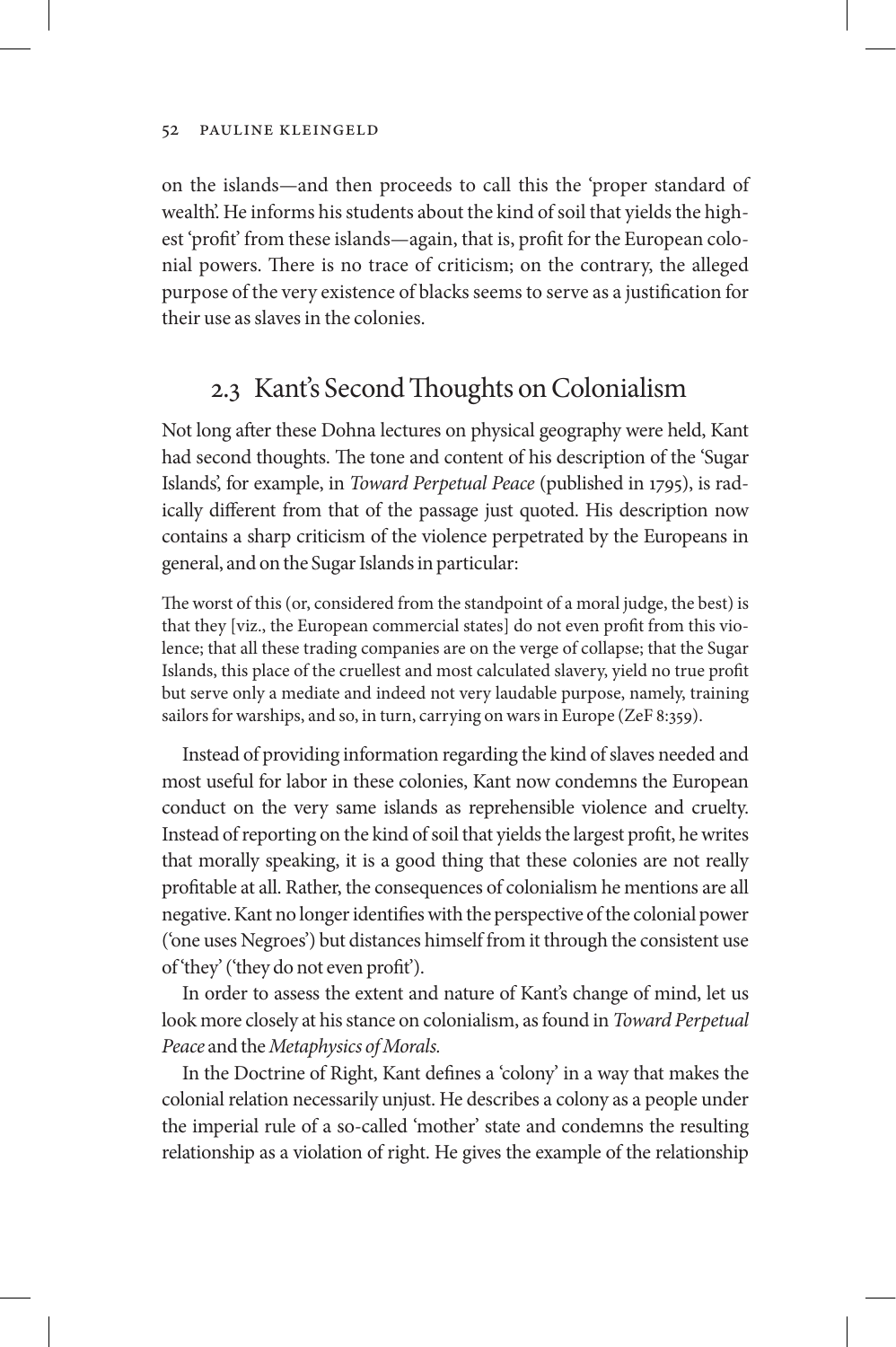on the islands—and then proceeds to call this the 'proper standard of wealth'. He informs his students about the kind of soil that yields the highest 'profit' from these islands—again, that is, profit for the European colonial powers. There is no trace of criticism; on the contrary, the alleged purpose of the very existence of blacks seems to serve as a justification for their use as slaves in the colonies.

## 2.3 Kant's Second Thoughts on Colonialism

Not long after these Dohna lectures on physical geography were held, Kant had second thoughts. The tone and content of his description of the 'Sugar Islands', for example, in *Toward Perpetual Peace* (published in 1795), is radically different from that of the passage just quoted. His description now contains a sharp criticism of the violence perpetrated by the Europeans in general, and on the Sugar Islands in particular:

> The worst of this (or, considered from the standpoint of a moral judge, the best) is that they [viz., the European commercial states] do not even profit from this violence; that all these trading companies are on the verge of collapse; that the Sugar Islands, this place of the cruellest and most calculated slavery, yield no true profit but serve only a mediate and indeed not very laudable purpose, namely, training sailors for warships, and so, in turn, carrying on wars in Europe (ZeF 8:359).

Instead of providing information regarding the kind of slaves needed and most useful for labor in these colonies, Kant now condemns the European conduct on the very same islands as reprehensible violence and cruelty. Instead of reporting on the kind of soil that yields the largest profit, he writes that morally speaking, it is a good thing that these colonies are not really profitable at all. Rather, the consequences of colonialism he mentions are all negative. Kant no longer identifies with the perspective of the colonial power ('one uses Negroes') but distances himself from it through the consistent use of 'they' ('they do not even profit').

In order to assess the extent and nature of Kant's change of mind, let us look more closely at his stance on colonialism, as found in *Toward Perpetual Peace* and the *Metaphysics of Morals*.

In the Doctrine of Right, Kant defines a 'colony' in a way that makes the colonial relation necessarily unjust. He describes a colony as a people under the imperial rule of a so-called 'mother' state and condemns the resulting relationship as a violation of right. He gives the example of the relationship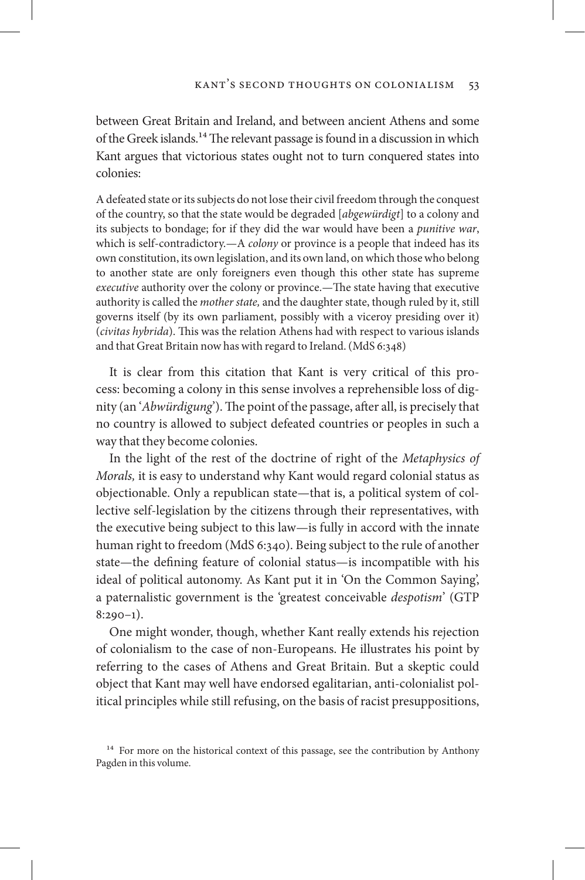between Great Britain and Ireland, and between ancient Athens and some of the Greek islands.[14] The relevant passage is found in a discussion in which Kant argues that victorious states ought not to turn conquered states into colonies:

> A defeated state or its subjects do not lose their civil freedom through the conquest of the country, so that the state would be degraded [*abgewürdigt*] to a colony and its subjects to bondage; for if they did the war would have been a *punitive war*, which is self-contradictory.—A *colony* or province is a people that indeed has its own constitution, its own legislation, and its own land, on which those who belong to another state are only foreigners even though this other state has supreme *executive* authority over the colony or province.—The state having that executive authority is called the *mother state,* and the daughter state, though ruled by it, still governs itself (by its own parliament, possibly with a viceroy presiding over it) (*civitas hybrida*). This was the relation Athens had with respect to various islands and that Great Britain now has with regard to Ireland. (MdS 6:348)

It is clear from this citation that Kant is very critical of this process: becoming a colony in this sense involves a reprehensible loss of dignity (an '*Abwürdigung*'). The point of the passage, after all, is precisely that no country is allowed to subject defeated countries or peoples in such a way that they become colonies.

In the light of the rest of the doctrine of right of the *Metaphysics of Morals,* it is easy to understand why Kant would regard colonial status as objectionable. Only a republican state—that is, a political system of collective self-legislation by the citizens through their representatives, with the executive being subject to this law—is fully in accord with the innate human right to freedom (MdS 6:340). Being subject to the rule of another state—the defining feature of colonial status—is incompatible with his ideal of political autonomy. As Kant put it in 'On the Common Saying', a paternalistic government is the 'greatest conceivable *despotism*' (GTP 8:290–1).

One might wonder, though, whether Kant really extends his rejection of colonialism to the case of non-Europeans. He illustrates his point by referring to the cases of Athens and Great Britain. But a skeptic could object that Kant may well have endorsed egalitarian, anti-colonialist political principles while still refusing, on the basis of racist presuppositions,

[14] For more on the historical context of this passage, see the contribution by Anthony Pagden in this volume.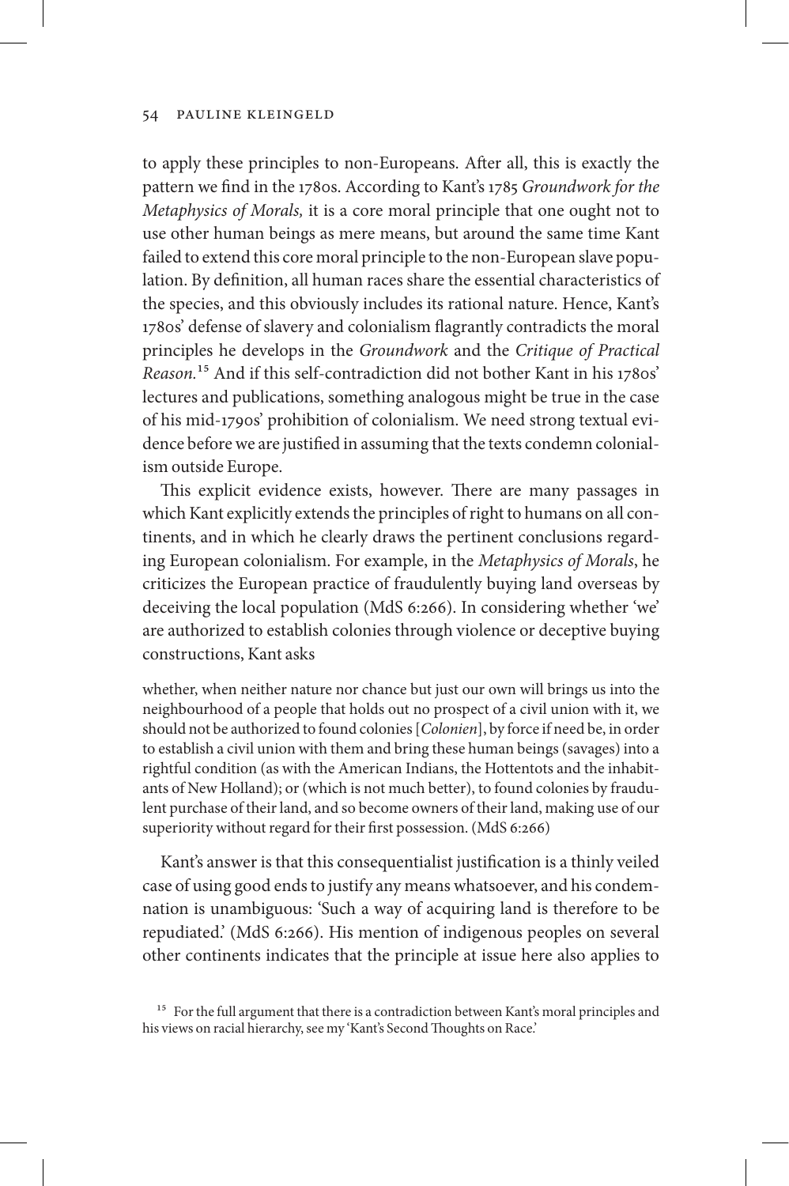to apply these principles to non-Europeans. After all, this is exactly the pattern we find in the 1780s. According to Kant's 1785 *Groundwork for the Metaphysics of Morals,* it is a core moral principle that one ought not to use other human beings as mere means, but around the same time Kant failed to extend this core moral principle to the non-European slave population. By definition, all human races share the essential characteristics of the species, and this obviously includes its rational nature. Hence, Kant's 1780s' defense of slavery and colonialism flagrantly contradicts the moral principles he develops in the *Groundwork* and the *Critique of Practical Reason.*[15] And if this self-contradiction did not bother Kant in his 1780s' lectures and publications, something analogous might be true in the case of his mid-1790s' prohibition of colonialism. We need strong textual evidence before we are justified in assuming that the texts condemn colonialism outside Europe.

This explicit evidence exists, however. There are many passages in which Kant explicitly extends the principles of right to humans on all continents, and in which he clearly draws the pertinent conclusions regarding European colonialism. For example, in the *Metaphysics of Morals*, he criticizes the European practice of fraudulently buying land overseas by deceiving the local population (MdS 6:266). In considering whether 'we' are authorized to establish colonies through violence or deceptive buying constructions, Kant asks

> whether, when neither nature nor chance but just our own will brings us into the neighbourhood of a people that holds out no prospect of a civil union with it, we should not be authorized to found colonies [*Colonien*], by force if need be, in order to establish a civil union with them and bring these human beings (savages) into a rightful condition (as with the American Indians, the Hottentots and the inhabitants of New Holland); or (which is not much better), to found colonies by fraudulent purchase of their land, and so become owners of their land, making use of our superiority without regard for their first possession. (MdS 6:266)

Kant's answer is that this consequentialist justification is a thinly veiled case of using good ends to justify any means whatsoever, and his condemnation is unambiguous: 'Such a way of acquiring land is therefore to be repudiated.' (MdS 6:266). His mention of indigenous peoples on several other continents indicates that the principle at issue here also applies to

[15] For the full argument that there is a contradiction between Kant's moral principles and his views on racial hierarchy, see my 'Kant's Second Thoughts on Race.'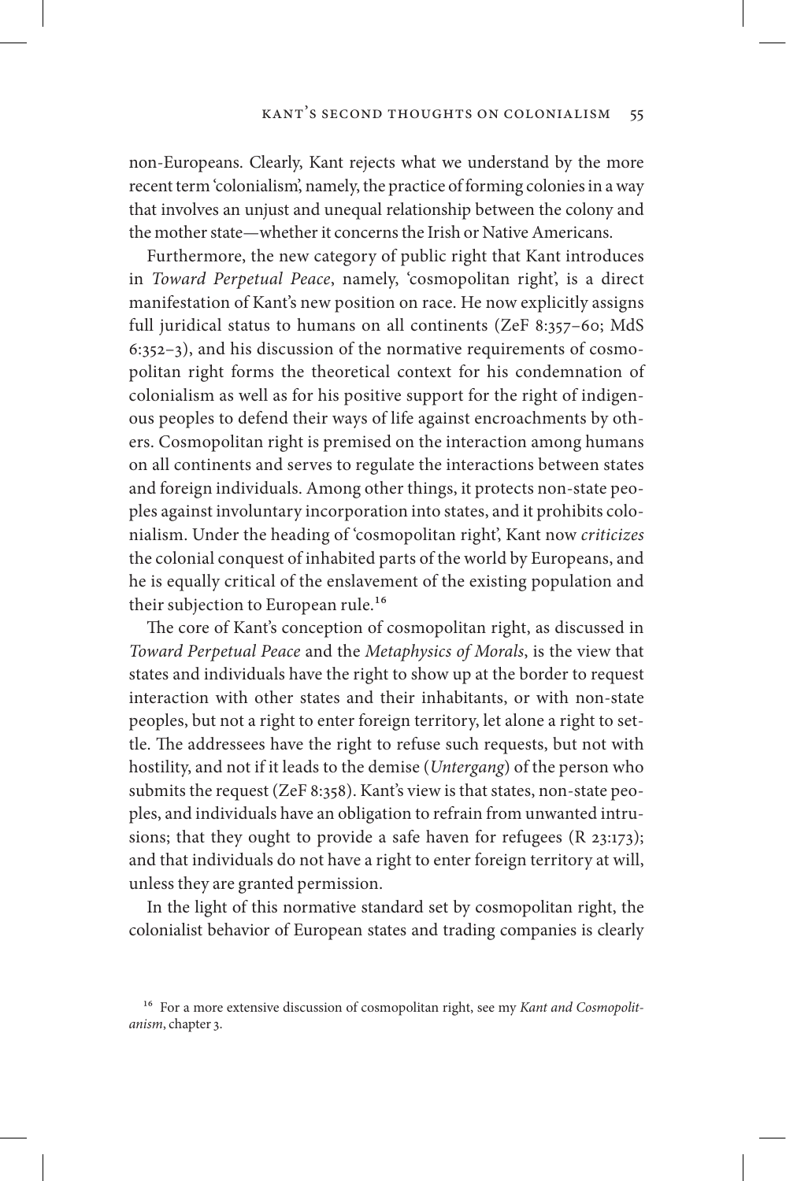non-Europeans. Clearly, Kant rejects what we understand by the more recent term 'colonialism', namely, the practice of forming colonies in a way that involves an unjust and unequal relationship between the colony and the mother state—whether it concerns the Irish or Native Americans.

Furthermore, the new category of public right that Kant introduces in *Toward Perpetual Peace*, namely, 'cosmopolitan right', is a direct manifestation of Kant's new position on race. He now explicitly assigns full juridical status to humans on all continents (ZeF 8:357–60; MdS 6:352–3), and his discussion of the normative requirements of cosmopolitan right forms the theoretical context for his condemnation of colonialism as well as for his positive support for the right of indigenous peoples to defend their ways of life against encroachments by others. Cosmopolitan right is premised on the interaction among humans on all continents and serves to regulate the interactions between states and foreign individuals. Among other things, it protects non-state peoples against involuntary incorporation into states, and it prohibits colonialism. Under the heading of 'cosmopolitan right', Kant now *criticizes* the colonial conquest of inhabited parts of the world by Europeans, and he is equally critical of the enslavement of the existing population and their subjection to European rule.[16]

The core of Kant's conception of cosmopolitan right, as discussed in *Toward Perpetual Peace* and the *Metaphysics of Morals*, is the view that states and individuals have the right to show up at the border to request interaction with other states and their inhabitants, or with non-state peoples, but not a right to enter foreign territory, let alone a right to settle. The addressees have the right to refuse such requests, but not with hostility, and not if it leads to the demise (*Untergang*) of the person who submits the request (ZeF 8:358). Kant's view is that states, non-state peoples, and individuals have an obligation to refrain from unwanted intrusions; that they ought to provide a safe haven for refugees (R 23:173); and that individuals do not have a right to enter foreign territory at will, unless they are granted permission.

In the light of this normative standard set by cosmopolitan right, the colonialist behavior of European states and trading companies is clearly

[16] For a more extensive discussion of cosmopolitan right, see my *Kant and Cosmopolitanism*, chapter 3.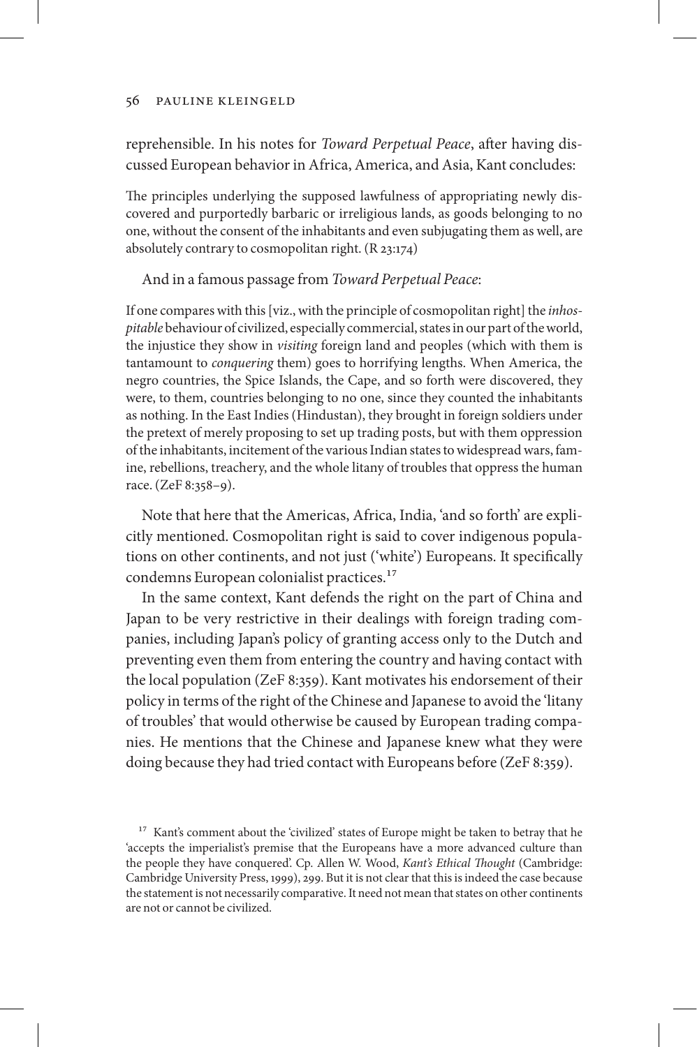reprehensible. In his notes for *Toward Perpetual Peace*, after having discussed European behavior in Africa, America, and Asia, Kant concludes:

> The principles underlying the supposed lawfulness of appropriating newly discovered and purportedly barbaric or irreligious lands, as goods belonging to no one, without the consent of the inhabitants and even subjugating them as well, are absolutely contrary to cosmopolitan right. (R 23:174)

And in a famous passage from *Toward Perpetual Peace*:

> If one compares with this [viz., with the principle of cosmopolitan right] the *inhospitable* behaviour of civilized, especially commercial, states in our part of the world, the injustice they show in *visiting* foreign land and peoples (which with them is tantamount to *conquering* them) goes to horrifying lengths. When America, the negro countries, the Spice Islands, the Cape, and so forth were discovered, they were, to them, countries belonging to no one, since they counted the inhabitants as nothing. In the East Indies (Hindustan), they brought in foreign soldiers under the pretext of merely proposing to set up trading posts, but with them oppression of the inhabitants, incitement of the various Indian states to widespread wars, famine, rebellions, treachery, and the whole litany of troubles that oppress the human race. (ZeF 8:358–9).

Note that here that the Americas, Africa, India, 'and so forth' are explicitly mentioned. Cosmopolitan right is said to cover indigenous populations on other continents, and not just ('white') Europeans. It specifically condemns European colonialist practices.[17]

In the same context, Kant defends the right on the part of China and Japan to be very restrictive in their dealings with foreign trading companies, including Japan's policy of granting access only to the Dutch and preventing even them from entering the country and having contact with the local population (ZeF 8:359). Kant motivates his endorsement of their policy in terms of the right of the Chinese and Japanese to avoid the 'litany of troubles' that would otherwise be caused by European trading companies. He mentions that the Chinese and Japanese knew what they were doing because they had tried contact with Europeans before (ZeF 8:359).

[17] Kant's comment about the 'civilized' states of Europe might be taken to betray that he 'accepts the imperialist's premise that the Europeans have a more advanced culture than the people they have conquered'. Cp. Allen W. Wood, *Kant's Ethical Thought* (Cambridge: Cambridge University Press, 1999), 299. But it is not clear that this is indeed the case because the statement is not necessarily comparative. It need not mean that states on other continents are not or cannot be civilized.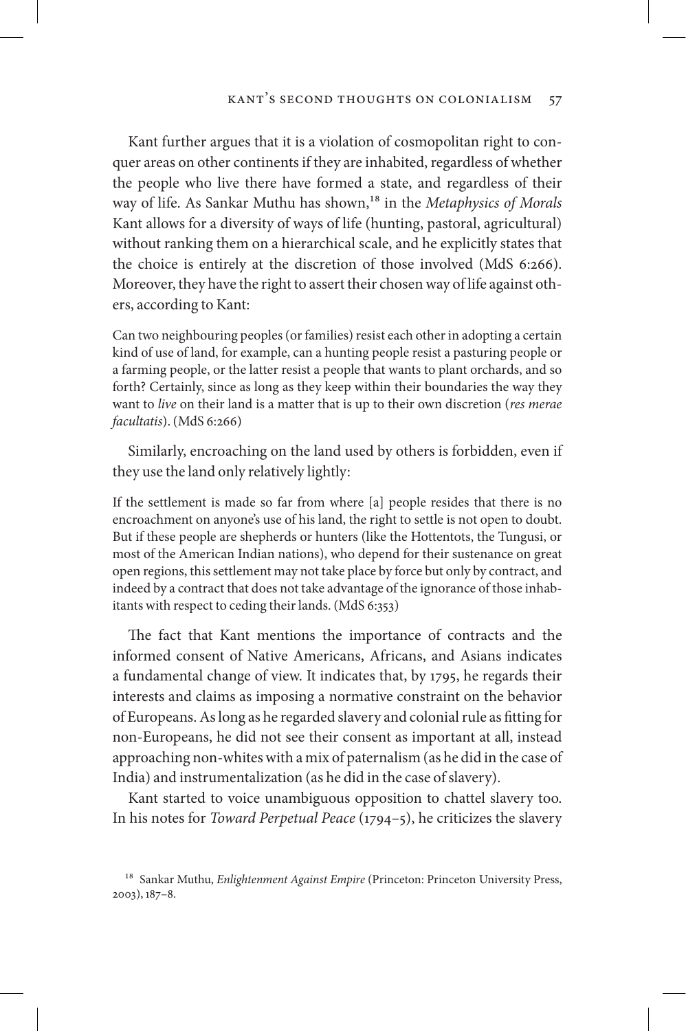Kant further argues that it is a violation of cosmopolitan right to conquer areas on other continents if they are inhabited, regardless of whether the people who live there have formed a state, and regardless of their way of life. As Sankar Muthu has shown,[18] in the *Metaphysics of Morals* Kant allows for a diversity of ways of life (hunting, pastoral, agricultural) without ranking them on a hierarchical scale, and he explicitly states that the choice is entirely at the discretion of those involved (MdS 6:266). Moreover, they have the right to assert their chosen way of life against others, according to Kant:

> Can two neighbouring peoples (or families) resist each other in adopting a certain kind of use of land, for example, can a hunting people resist a pasturing people or a farming people, or the latter resist a people that wants to plant orchards, and so forth? Certainly, since as long as they keep within their boundaries the way they want to *live* on their land is a matter that is up to their own discretion (*res merae facultatis*). (MdS 6:266)

Similarly, encroaching on the land used by others is forbidden, even if they use the land only relatively lightly:

> If the settlement is made so far from where [a] people resides that there is no encroachment on anyone's use of his land, the right to settle is not open to doubt. But if these people are shepherds or hunters (like the Hottentots, the Tungusi, or most of the American Indian nations), who depend for their sustenance on great open regions, this settlement may not take place by force but only by contract, and indeed by a contract that does not take advantage of the ignorance of those inhabitants with respect to ceding their lands. (MdS 6:353)

The fact that Kant mentions the importance of contracts and the informed consent of Native Americans, Africans, and Asians indicates a fundamental change of view. It indicates that, by 1795, he regards their interests and claims as imposing a normative constraint on the behavior of Europeans. As long as he regarded slavery and colonial rule as fitting for non-Europeans, he did not see their consent as important at all, instead approaching non-whites with a mix of paternalism (as he did in the case of India) and instrumentalization (as he did in the case of slavery).

Kant started to voice unambiguous opposition to chattel slavery too. In his notes for *Toward Perpetual Peace* (1794–5), he criticizes the slavery

[18] Sankar Muthu, *Enlightenment Against Empire* (Princeton: Princeton University Press, 2003), 187–8.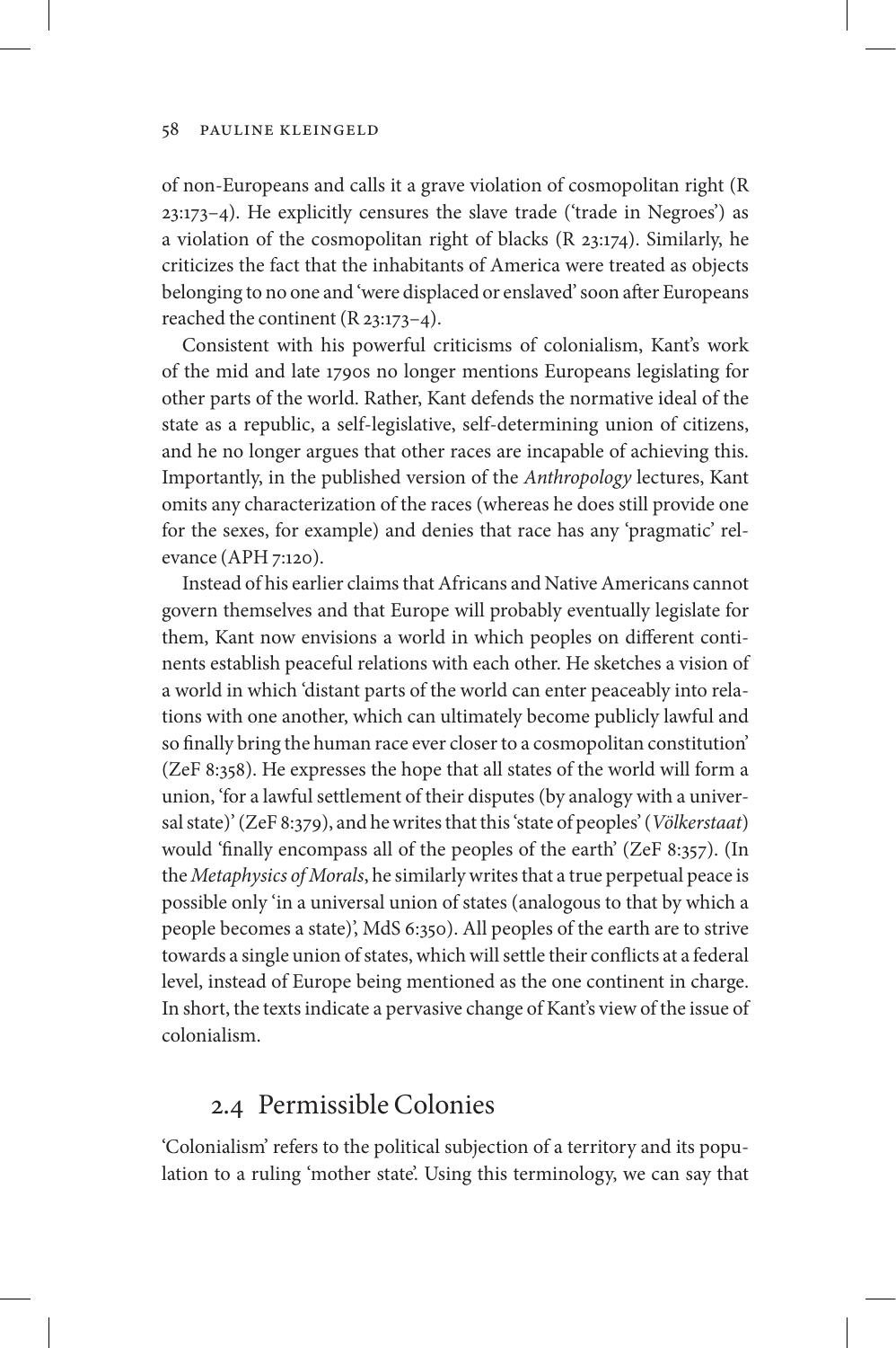of non-Europeans and calls it a grave violation of cosmopolitan right (R 23:173–4). He explicitly censures the slave trade ('trade in Negroes') as a violation of the cosmopolitan right of blacks (R 23:174). Similarly, he criticizes the fact that the inhabitants of America were treated as objects belonging to no one and 'were displaced or enslaved' soon after Europeans reached the continent (R 23:173–4).

Consistent with his powerful criticisms of colonialism, Kant's work of the mid and late 1790s no longer mentions Europeans legislating for other parts of the world. Rather, Kant defends the normative ideal of the state as a republic, a self-legislative, self-determining union of citizens, and he no longer argues that other races are incapable of achieving this. Importantly, in the published version of the *Anthropology* lectures, Kant omits any characterization of the races (whereas he does still provide one for the sexes, for example) and denies that race has any 'pragmatic' relevance (APH 7:120).

Instead of his earlier claims that Africans and Native Americans cannot govern themselves and that Europe will probably eventually legislate for them, Kant now envisions a world in which peoples on different continents establish peaceful relations with each other. He sketches a vision of a world in which 'distant parts of the world can enter peaceably into relations with one another, which can ultimately become publicly lawful and so finally bring the human race ever closer to a cosmopolitan constitution' (ZeF 8:358). He expresses the hope that all states of the world will form a union, 'for a lawful settlement of their disputes (by analogy with a universal state)' (ZeF 8:379), and he writes that this 'state of peoples' (*Völkerstaat*) would 'finally encompass all of the peoples of the earth' (ZeF 8:357). (In the *Metaphysics of Morals*, he similarly writes that a true perpetual peace is possible only 'in a universal union of states (analogous to that by which a people becomes a state)', MdS 6:350). All peoples of the earth are to strive towards a single union of states, which will settle their conflicts at a federal level, instead of Europe being mentioned as the one continent in charge. In short, the texts indicate a pervasive change of Kant's view of the issue of colonialism.

## 2.4 Permissible Colonies

'Colonialism' refers to the political subjection of a territory and its population to a ruling 'mother state'. Using this terminology, we can say that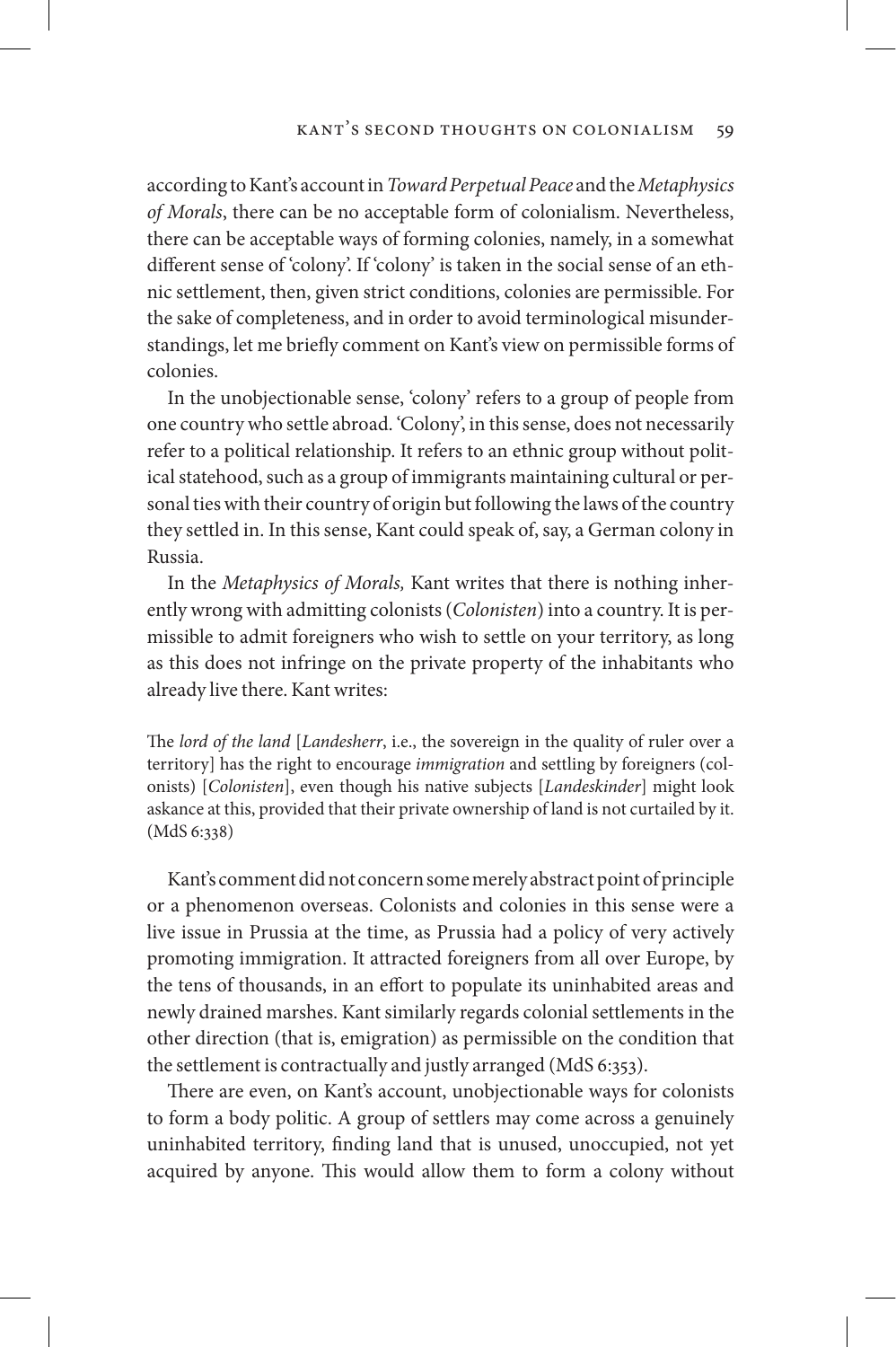according to Kant's account in *Toward Perpetual Peace* and the *Metaphysics of Morals*, there can be no acceptable form of colonialism. Nevertheless, there can be acceptable ways of forming colonies, namely, in a somewhat different sense of 'colony'. If 'colony' is taken in the social sense of an ethnic settlement, then, given strict conditions, colonies are permissible. For the sake of completeness, and in order to avoid terminological misunderstandings, let me briefly comment on Kant's view on permissible forms of colonies.

In the unobjectionable sense, 'colony' refers to a group of people from one country who settle abroad. 'Colony', in this sense, does not necessarily refer to a political relationship. It refers to an ethnic group without political statehood, such as a group of immigrants maintaining cultural or personal ties with their country of origin but following the laws of the country they settled in. In this sense, Kant could speak of, say, a German colony in Russia.

In the *Metaphysics of Morals,* Kant writes that there is nothing inherently wrong with admitting colonists (*Colonisten*) into a country. It is permissible to admit foreigners who wish to settle on your territory, as long as this does not infringe on the private property of the inhabitants who already live there. Kant writes:

> The *lord of the land* [*Landesherr*, i.e., the sovereign in the quality of ruler over a territory] has the right to encourage *immigration* and settling by foreigners (colonists) [*Colonisten*], even though his native subjects [*Landeskinder*] might look askance at this, provided that their private ownership of land is not curtailed by it. (MdS 6:338)

Kant's comment did not concern some merely abstract point of principle or a phenomenon overseas. Colonists and colonies in this sense were a live issue in Prussia at the time, as Prussia had a policy of very actively promoting immigration. It attracted foreigners from all over Europe, by the tens of thousands, in an effort to populate its uninhabited areas and newly drained marshes. Kant similarly regards colonial settlements in the other direction (that is, emigration) as permissible on the condition that the settlement is contractually and justly arranged (MdS 6:353).

There are even, on Kant's account, unobjectionable ways for colonists to form a body politic. A group of settlers may come across a genuinely uninhabited territory, finding land that is unused, unoccupied, not yet acquired by anyone. This would allow them to form a colony without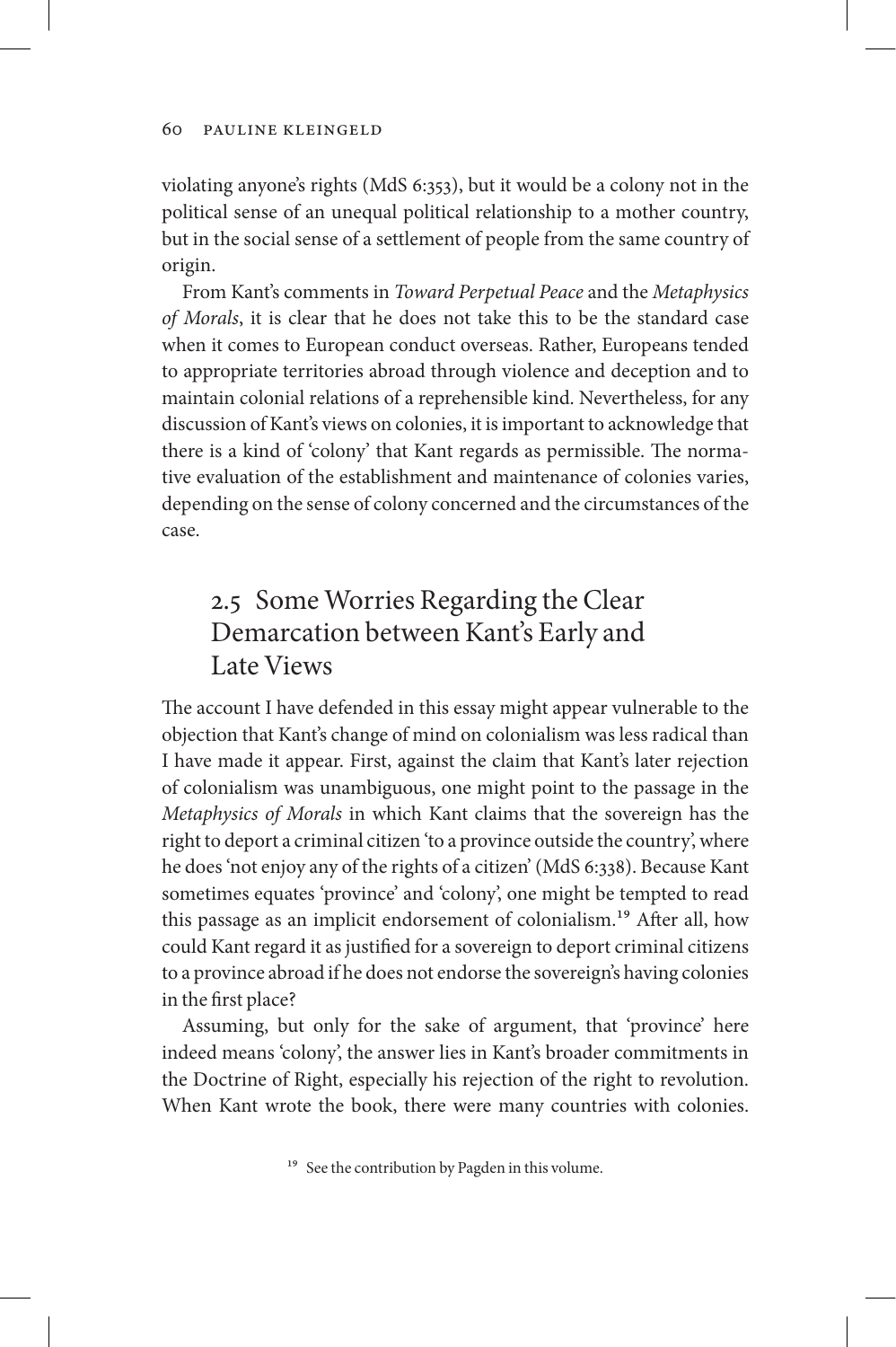violating anyone's rights (MdS 6:353), but it would be a colony not in the political sense of an unequal political relationship to a mother country, but in the social sense of a settlement of people from the same country of origin.

From Kant's comments in *Toward Perpetual Peace* and the *Metaphysics of Morals*, it is clear that he does not take this to be the standard case when it comes to European conduct overseas. Rather, Europeans tended to appropriate territories abroad through violence and deception and to maintain colonial relations of a reprehensible kind. Nevertheless, for any discussion of Kant's views on colonies, it is important to acknowledge that there is a kind of 'colony' that Kant regards as permissible. The normative evaluation of the establishment and maintenance of colonies varies, depending on the sense of colony concerned and the circumstances of the case.

## 2.5 Some Worries Regarding the Clear Demarcation between Kant's Early and Late Views

The account I have defended in this essay might appear vulnerable to the objection that Kant's change of mind on colonialism was less radical than I have made it appear. First, against the claim that Kant's later rejection of colonialism was unambiguous, one might point to the passage in the *Metaphysics of Morals* in which Kant claims that the sovereign has the right to deport a criminal citizen 'to a province outside the country', where he does 'not enjoy any of the rights of a citizen' (MdS 6:338). Because Kant sometimes equates 'province' and 'colony', one might be tempted to read this passage as an implicit endorsement of colonialism.[19] After all, how could Kant regard it as justified for a sovereign to deport criminal citizens to a province abroad if he does not endorse the sovereign's having colonies in the first place?

Assuming, but only for the sake of argument, that 'province' here indeed means 'colony', the answer lies in Kant's broader commitments in the Doctrine of Right, especially his rejection of the right to revolution. When Kant wrote the book, there were many countries with colonies.

[19] See the contribution by Pagden in this volume.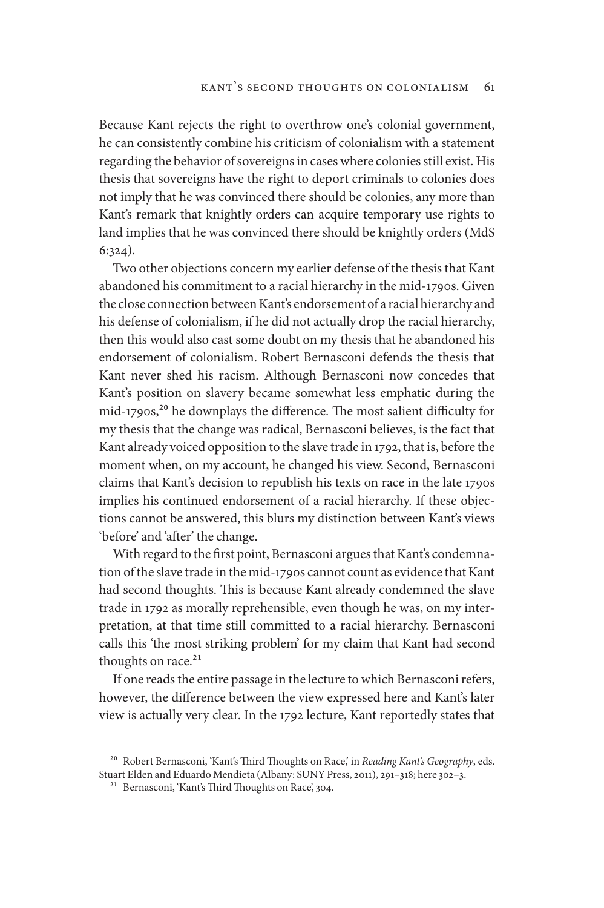Because Kant rejects the right to overthrow one's colonial government, he can consistently combine his criticism of colonialism with a statement regarding the behavior of sovereigns in cases where colonies still exist. His thesis that sovereigns have the right to deport criminals to colonies does not imply that he was convinced there should be colonies, any more than Kant's remark that knightly orders can acquire temporary use rights to land implies that he was convinced there should be knightly orders (MdS 6:324).

Two other objections concern my earlier defense of the thesis that Kant abandoned his commitment to a racial hierarchy in the mid-1790s. Given the close connection between Kant's endorsement of a racial hierarchy and his defense of colonialism, if he did not actually drop the racial hierarchy, then this would also cast some doubt on my thesis that he abandoned his endorsement of colonialism. Robert Bernasconi defends the thesis that Kant never shed his racism. Although Bernasconi now concedes that Kant's position on slavery became somewhat less emphatic during the mid-1790s,[20] he downplays the difference. The most salient difficulty for my thesis that the change was radical, Bernasconi believes, is the fact that Kant already voiced opposition to the slave trade in 1792, that is, before the moment when, on my account, he changed his view. Second, Bernasconi claims that Kant's decision to republish his texts on race in the late 1790s implies his continued endorsement of a racial hierarchy. If these objections cannot be answered, this blurs my distinction between Kant's views 'before' and 'after' the change.

With regard to the first point, Bernasconi argues that Kant's condemnation of the slave trade in the mid-1790s cannot count as evidence that Kant had second thoughts. This is because Kant already condemned the slave trade in 1792 as morally reprehensible, even though he was, on my interpretation, at that time still committed to a racial hierarchy. Bernasconi calls this 'the most striking problem' for my claim that Kant had second thoughts on race.[21]

If one reads the entire passage in the lecture to which Bernasconi refers, however, the difference between the view expressed here and Kant's later view is actually very clear. In the 1792 lecture, Kant reportedly states that

[20] Robert Bernasconi, 'Kant's Third Thoughts on Race,' in *Reading Kant's Geography*, eds. Stuart Elden and Eduardo Mendieta (Albany: SUNY Press, 2011), 291–318; here 302–3.

[21] Bernasconi, 'Kant's Third Thoughts on Race', 304.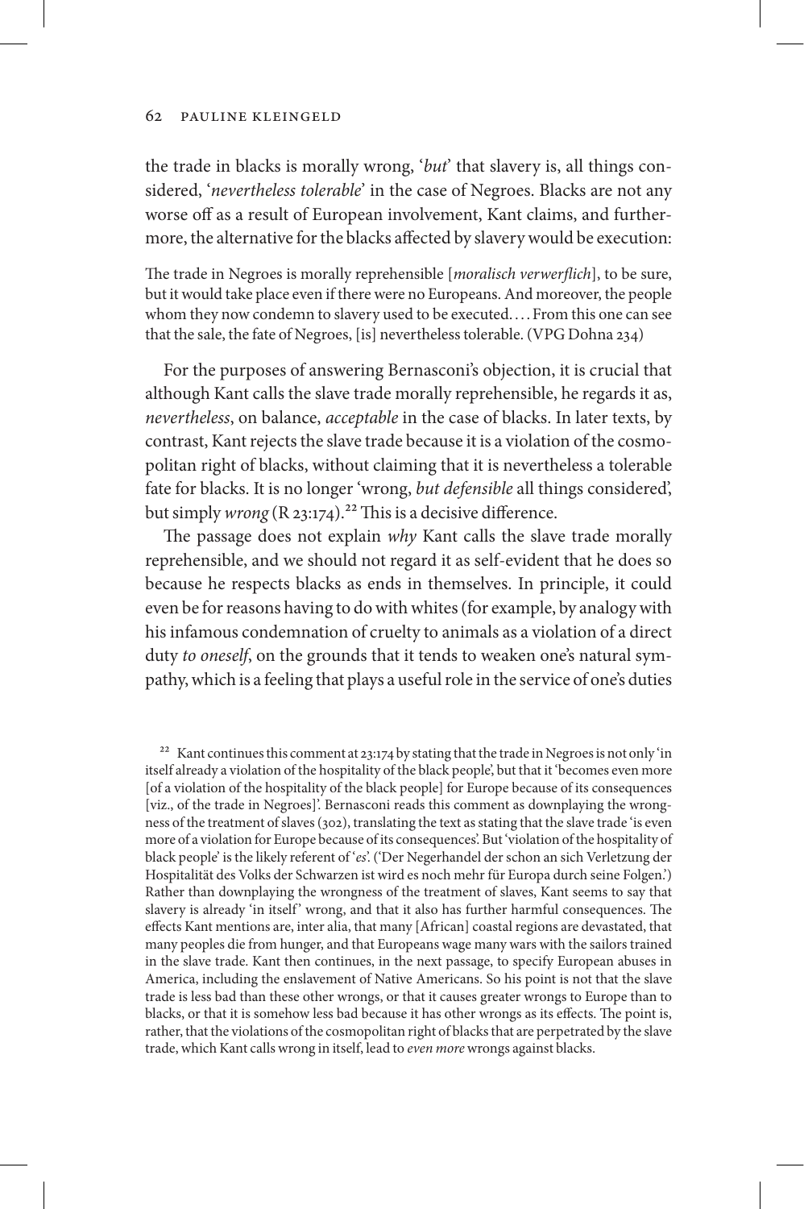the trade in blacks is morally wrong, '*but*' that slavery is, all things considered, '*nevertheless tolerable*' in the case of Negroes. Blacks are not any worse off as a result of European involvement, Kant claims, and furthermore, the alternative for the blacks affected by slavery would be execution:

> The trade in Negroes is morally reprehensible [*moralisch verwerflich*], to be sure, but it would take place even if there were no Europeans. And moreover, the people whom they now condemn to slavery used to be executed. . . . From this one can see that the sale, the fate of Negroes, [is] nevertheless tolerable. (VPG Dohna 234)

For the purposes of answering Bernasconi's objection, it is crucial that although Kant calls the slave trade morally reprehensible, he regards it as, *nevertheless*, on balance, *acceptable* in the case of blacks. In later texts, by contrast, Kant rejects the slave trade because it is a violation of the cosmopolitan right of blacks, without claiming that it is nevertheless a tolerable fate for blacks. It is no longer 'wrong, *but defensible* all things considered', but simply *wrong* (R 23:174).[22] This is a decisive difference.

The passage does not explain *why* Kant calls the slave trade morally reprehensible, and we should not regard it as self-evident that he does so because he respects blacks as ends in themselves. In principle, it could even be for reasons having to do with whites (for example, by analogy with his infamous condemnation of cruelty to animals as a violation of a direct duty *to oneself*, on the grounds that it tends to weaken one's natural sympathy, which is a feeling that plays a useful role in the service of one's duties

[22] Kant continues this comment at 23:174 by stating that the trade in Negroes is not only 'in itself already a violation of the hospitality of the black people', but that it 'becomes even more [of a violation of the hospitality of the black people] for Europe because of its consequences [viz., of the trade in Negroes]'. Bernasconi reads this comment as downplaying the wrongness of the treatment of slaves (302), translating the text as stating that the slave trade 'is even more of a violation for Europe because of its consequences'. But 'violation of the hospitality of black people' is the likely referent of '*es*'. ('Der Negerhandel der schon an sich Verletzung der Hospitalität des Volks der Schwarzen ist wird es noch mehr für Europa durch seine Folgen.') Rather than downplaying the wrongness of the treatment of slaves, Kant seems to say that slavery is already 'in itself' wrong, and that it also has further harmful consequences. The effects Kant mentions are, inter alia, that many [African] coastal regions are devastated, that many peoples die from hunger, and that Europeans wage many wars with the sailors trained in the slave trade. Kant then continues, in the next passage, to specify European abuses in America, including the enslavement of Native Americans. So his point is not that the slave trade is less bad than these other wrongs, or that it causes greater wrongs to Europe than to blacks, or that it is somehow less bad because it has other wrongs as its effects. The point is, rather, that the violations of the cosmopolitan right of blacks that are perpetrated by the slave trade, which Kant calls wrong in itself, lead to *even more* wrongs against blacks.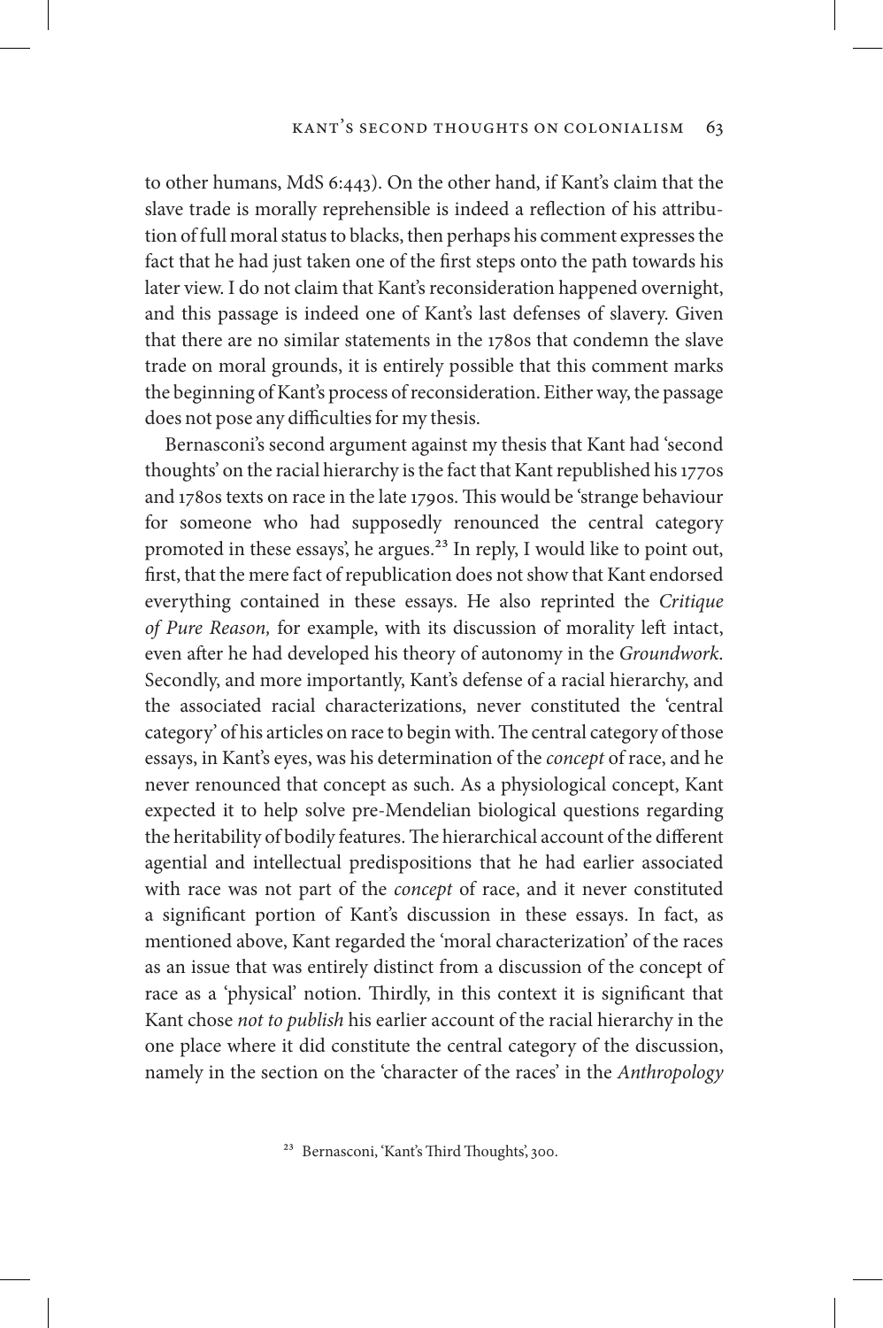to other humans, MdS 6:443). On the other hand, if Kant's claim that the slave trade is morally reprehensible is indeed a reflection of his attribution of full moral status to blacks, then perhaps his comment expresses the fact that he had just taken one of the first steps onto the path towards his later view. I do not claim that Kant's reconsideration happened overnight, and this passage is indeed one of Kant's last defenses of slavery. Given that there are no similar statements in the 1780s that condemn the slave trade on moral grounds, it is entirely possible that this comment marks the beginning of Kant's process of reconsideration. Either way, the passage does not pose any difficulties for my thesis.

Bernasconi's second argument against my thesis that Kant had 'second thoughts' on the racial hierarchy is the fact that Kant republished his 1770s and 1780s texts on race in the late 1790s. This would be 'strange behaviour for someone who had supposedly renounced the central category promoted in these essays', he argues.[23] In reply, I would like to point out, first, that the mere fact of republication does not show that Kant endorsed everything contained in these essays. He also reprinted the *Critique of Pure Reason,* for example, with its discussion of morality left intact, even after he had developed his theory of autonomy in the *Groundwork*. Secondly, and more importantly, Kant's defense of a racial hierarchy, and the associated racial characterizations, never constituted the 'central category' of his articles on race to begin with. The central category of those essays, in Kant's eyes, was his determination of the *concept* of race, and he never renounced that concept as such. As a physiological concept, Kant expected it to help solve pre-Mendelian biological questions regarding the heritability of bodily features. The hierarchical account of the different agential and intellectual predispositions that he had earlier associated with race was not part of the *concept* of race, and it never constituted a significant portion of Kant's discussion in these essays. In fact, as mentioned above, Kant regarded the 'moral characterization' of the races as an issue that was entirely distinct from a discussion of the concept of race as a 'physical' notion. Thirdly, in this context it is significant that Kant chose *not to publish* his earlier account of the racial hierarchy in the one place where it did constitute the central category of the discussion, namely in the section on the 'character of the races' in the *Anthropology*

[23] Bernasconi, 'Kant's Third Thoughts', 300.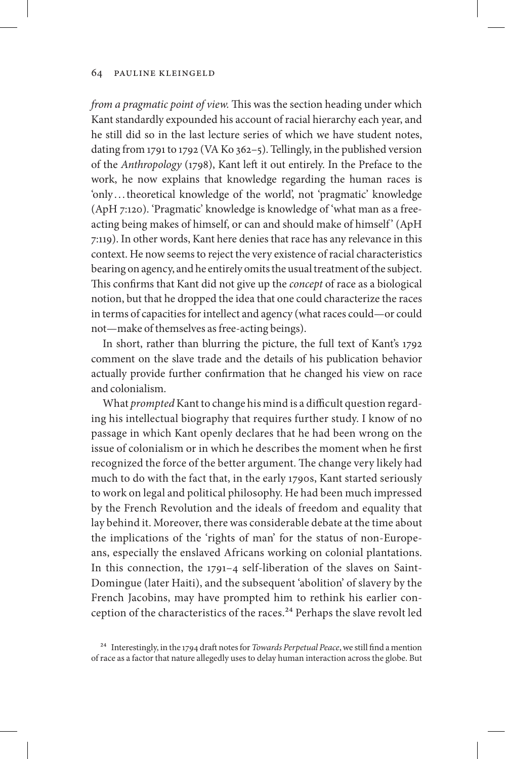*from a pragmatic point of view*. This was the section heading under which Kant standardly expounded his account of racial hierarchy each year, and he still did so in the last lecture series of which we have student notes, dating from 1791 to 1792 (VA Ko 362–5). Tellingly, in the published version of the *Anthropology* (1798), Kant left it out entirely. In the Preface to the work, he now explains that knowledge regarding the human races is 'only…theoretical knowledge of the world', not 'pragmatic' knowledge (ApH 7:120). 'Pragmatic' knowledge is knowledge of 'what man as a free-acting being makes of himself, or can and should make of himself' (ApH 7:119). In other words, Kant here denies that race has any relevance in this context. He now seems to reject the very existence of racial characteristics bearing on agency, and he entirely omits the usual treatment of the subject. This confirms that Kant did not give up the *concept* of race as a biological notion, but that he dropped the idea that one could characterize the races in terms of capacities for intellect and agency (what races could—or could not—make of themselves as free-acting beings).

In short, rather than blurring the picture, the full text of Kant's 1792 comment on the slave trade and the details of his publication behavior actually provide further confirmation that he changed his view on race and colonialism.

What *prompted* Kant to change his mind is a difficult question regarding his intellectual biography that requires further study. I know of no passage in which Kant openly declares that he had been wrong on the issue of colonialism or in which he describes the moment when he first recognized the force of the better argument. The change very likely had much to do with the fact that, in the early 1790s, Kant started seriously to work on legal and political philosophy. He had been much impressed by the French Revolution and the ideals of freedom and equality that lay behind it. Moreover, there was considerable debate at the time about the implications of the 'rights of man' for the status of non-Europeans, especially the enslaved Africans working on colonial plantations. In this connection, the 1791–4 self-liberation of the slaves on Saint-Domingue (later Haiti), and the subsequent 'abolition' of slavery by the French Jacobins, may have prompted him to rethink his earlier conception of the characteristics of the races.[24] Perhaps the slave revolt led

[24] Interestingly, in the 1794 draft notes for *Towards Perpetual Peace*, we still find a mention of race as a factor that nature allegedly uses to delay human interaction across the globe. But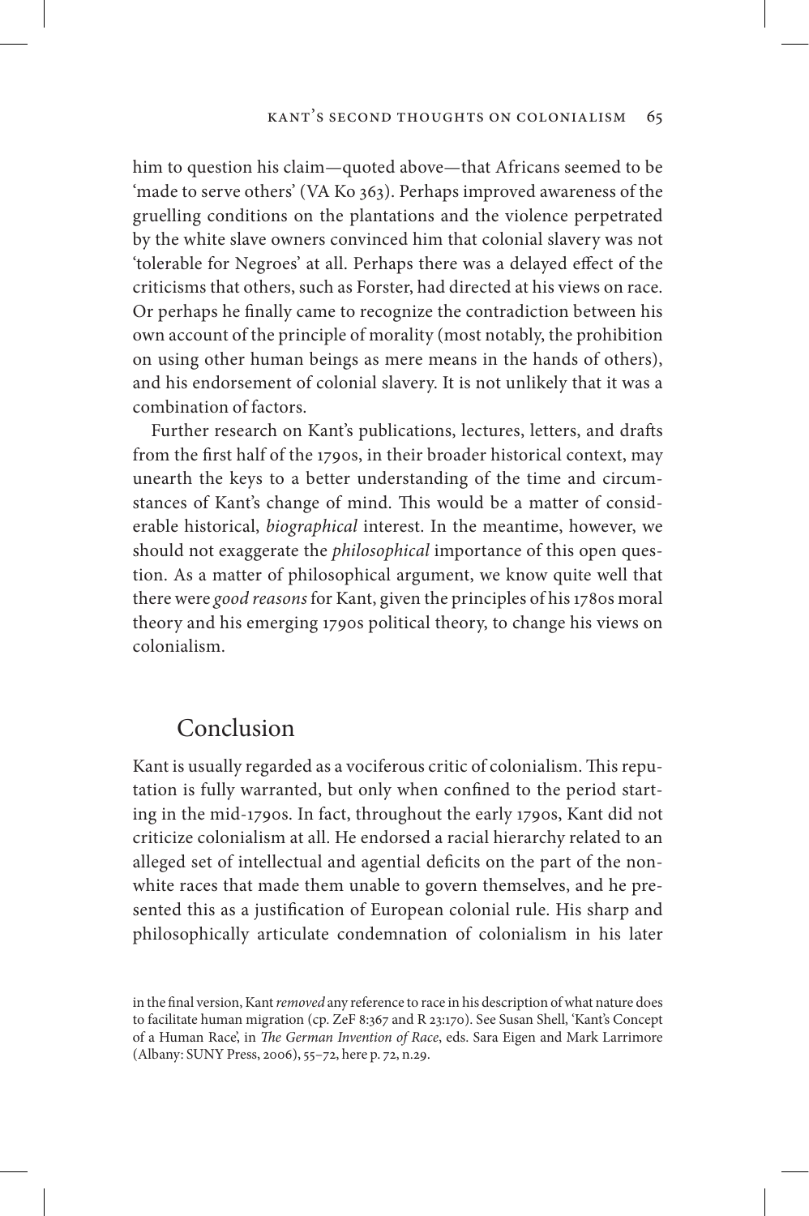him to question his claim—quoted above—that Africans seemed to be 'made to serve others' (VA Ko 363). Perhaps improved awareness of the gruelling conditions on the plantations and the violence perpetrated by the white slave owners convinced him that colonial slavery was not 'tolerable for Negroes' at all. Perhaps there was a delayed effect of the criticisms that others, such as Forster, had directed at his views on race. Or perhaps he finally came to recognize the contradiction between his own account of the principle of morality (most notably, the prohibition on using other human beings as mere means in the hands of others), and his endorsement of colonial slavery. It is not unlikely that it was a combination of factors.

Further research on Kant's publications, lectures, letters, and drafts from the first half of the 1790s, in their broader historical context, may unearth the keys to a better understanding of the time and circumstances of Kant's change of mind. This would be a matter of considerable historical, *biographical* interest. In the meantime, however, we should not exaggerate the *philosophical* importance of this open question. As a matter of philosophical argument, we know quite well that there were *good reasons* for Kant, given the principles of his 1780s moral theory and his emerging 1790s political theory, to change his views on colonialism.

## Conclusion

Kant is usually regarded as a vociferous critic of colonialism. This reputation is fully warranted, but only when confined to the period starting in the mid-1790s. In fact, throughout the early 1790s, Kant did not criticize colonialism at all. He endorsed a racial hierarchy related to an alleged set of intellectual and agential deficits on the part of the non-white races that made them unable to govern themselves, and he presented this as a justification of European colonial rule. His sharp and philosophically articulate condemnation of colonialism in his later

in the final version, Kant *removed* any reference to race in his description of what nature does to facilitate human migration (cp. ZeF 8:367 and R 23:170). See Susan Shell, 'Kant's Concept of a Human Race', in *The German Invention of Race*, eds. Sara Eigen and Mark Larrimore (Albany: SUNY Press, 2006), 55–72, here p. 72, n.29.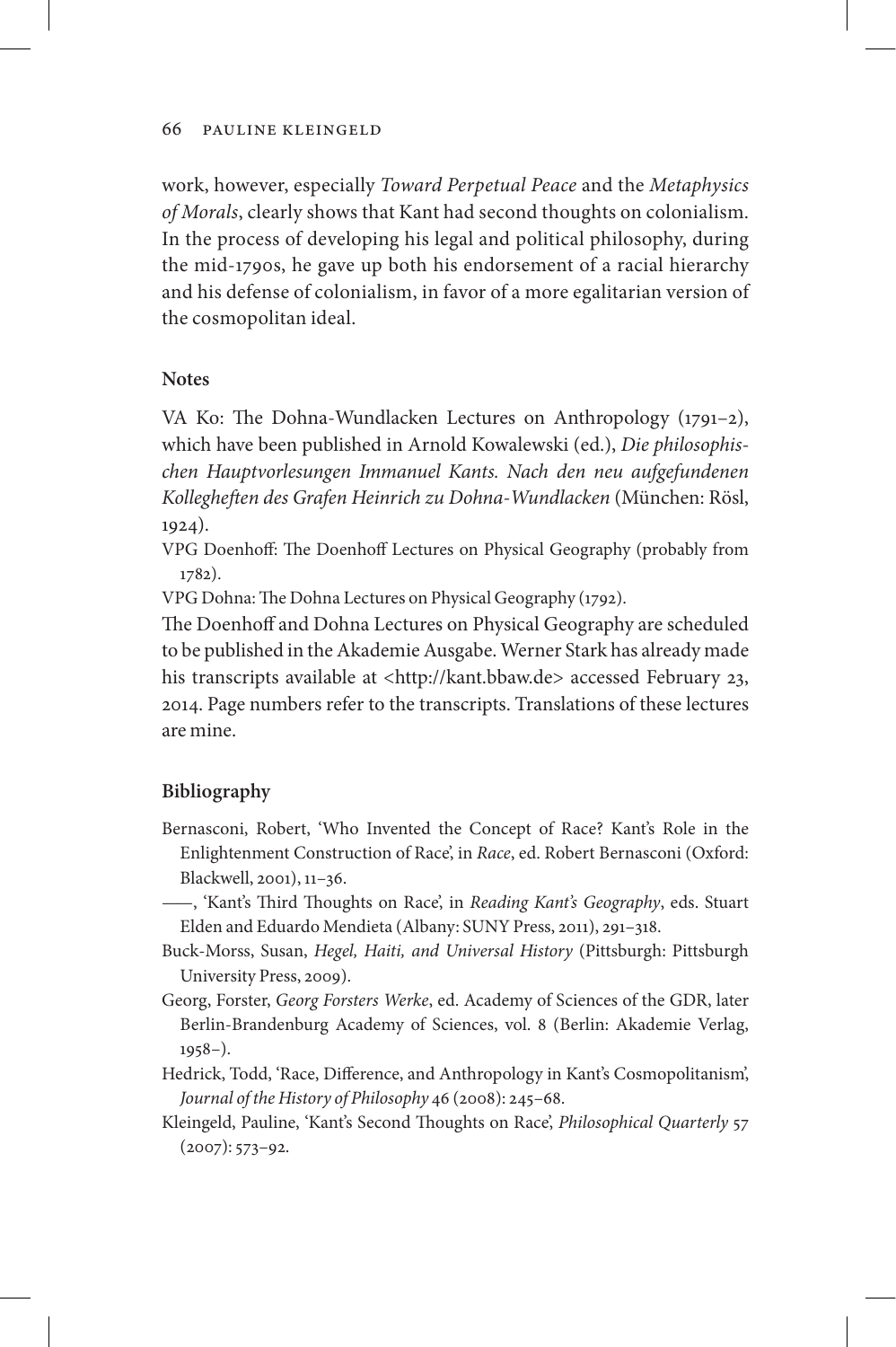work, however, especially *Toward Perpetual Peace* and the *Metaphysics of Morals*, clearly shows that Kant had second thoughts on colonialism. In the process of developing his legal and political philosophy, during the mid-1790s, he gave up both his endorsement of a racial hierarchy and his defense of colonialism, in favor of a more egalitarian version of the cosmopolitan ideal.

## Notes

VA Ko: The Dohna-Wundlacken Lectures on Anthropology (1791–2), which have been published in Arnold Kowalewski (ed.), *Die philosophischen Hauptvorlesungen Immanuel Kants. Nach den neu aufgefundenen Kollegheften des Grafen Heinrich zu Dohna-Wundlacken* (München: Rösl, 1924).

VPG Doenhoff: The Doenhoff Lectures on Physical Geography (probably from 1782).

VPG Dohna: The Dohna Lectures on Physical Geography (1792).

The Doenhoff and Dohna Lectures on Physical Geography are scheduled to be published in the Akademie Ausgabe. Werner Stark has already made his transcripts available at <http://kant.bbaw.de> accessed February 23, 2014. Page numbers refer to the transcripts. Translations of these lectures are mine.

## Bibliography

Bernasconi, Robert, 'Who Invented the Concept of Race? Kant's Role in the Enlightenment Construction of Race', in *Race*, ed. Robert Bernasconi (Oxford: Blackwell, 2001), 11–36.

——, 'Kant's Third Thoughts on Race', in *Reading Kant's Geography*, eds. Stuart Elden and Eduardo Mendieta (Albany: SUNY Press, 2011), 291–318.

Buck-Morss, Susan, *Hegel, Haiti, and Universal History* (Pittsburgh: Pittsburgh University Press, 2009).

Georg, Forster, *Georg Forsters Werke*, ed. Academy of Sciences of the GDR, later Berlin-Brandenburg Academy of Sciences, vol. 8 (Berlin: Akademie Verlag, 1958–).

Hedrick, Todd, 'Race, Difference, and Anthropology in Kant's Cosmopolitanism', *Journal of the History of Philosophy* 46 (2008): 245–68.

Kleingeld, Pauline, 'Kant's Second Thoughts on Race', *Philosophical Quarterly* 57 (2007): 573–92.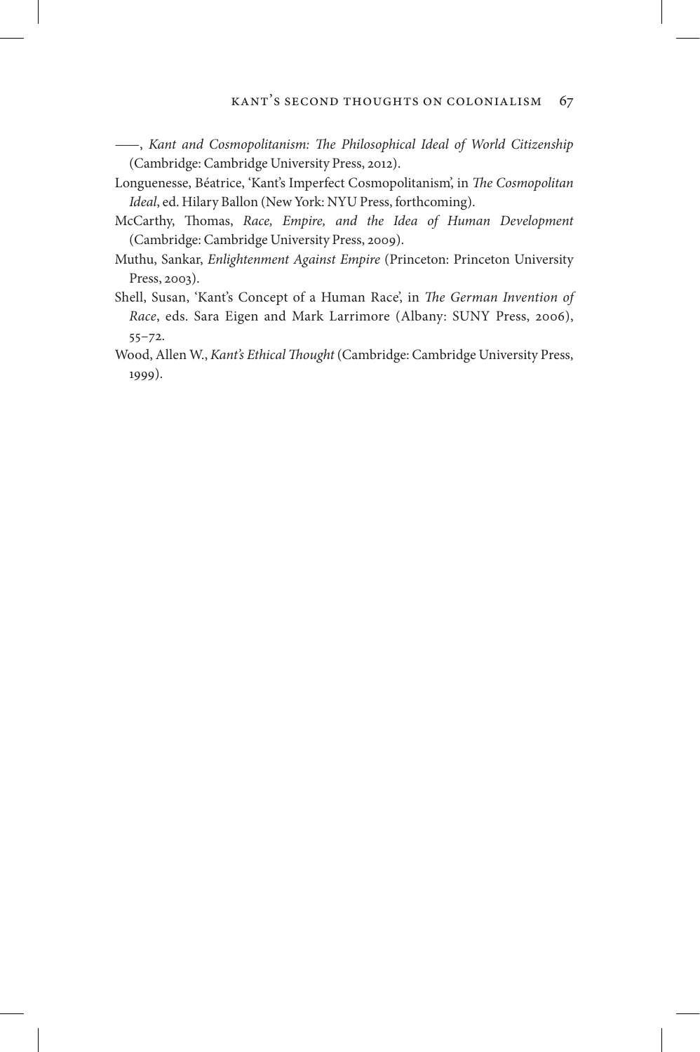——, *Kant and Cosmopolitanism: The Philosophical Ideal of World Citizenship* (Cambridge: Cambridge University Press, 2012).

Longuenesse, Béatrice, 'Kant's Imperfect Cosmopolitanism', in *The Cosmopolitan Ideal*, ed. Hilary Ballon (New York: NYU Press, forthcoming).

McCarthy, Thomas, *Race, Empire, and the Idea of Human Development* (Cambridge: Cambridge University Press, 2009).

Muthu, Sankar, *Enlightenment Against Empire* (Princeton: Princeton University Press, 2003).

Shell, Susan, 'Kant's Concept of a Human Race', in *The German Invention of Race*, eds. Sara Eigen and Mark Larrimore (Albany: SUNY Press, 2006), 55–72.

Wood, Allen W., *Kant's Ethical Thought* (Cambridge: Cambridge University Press, 1999).